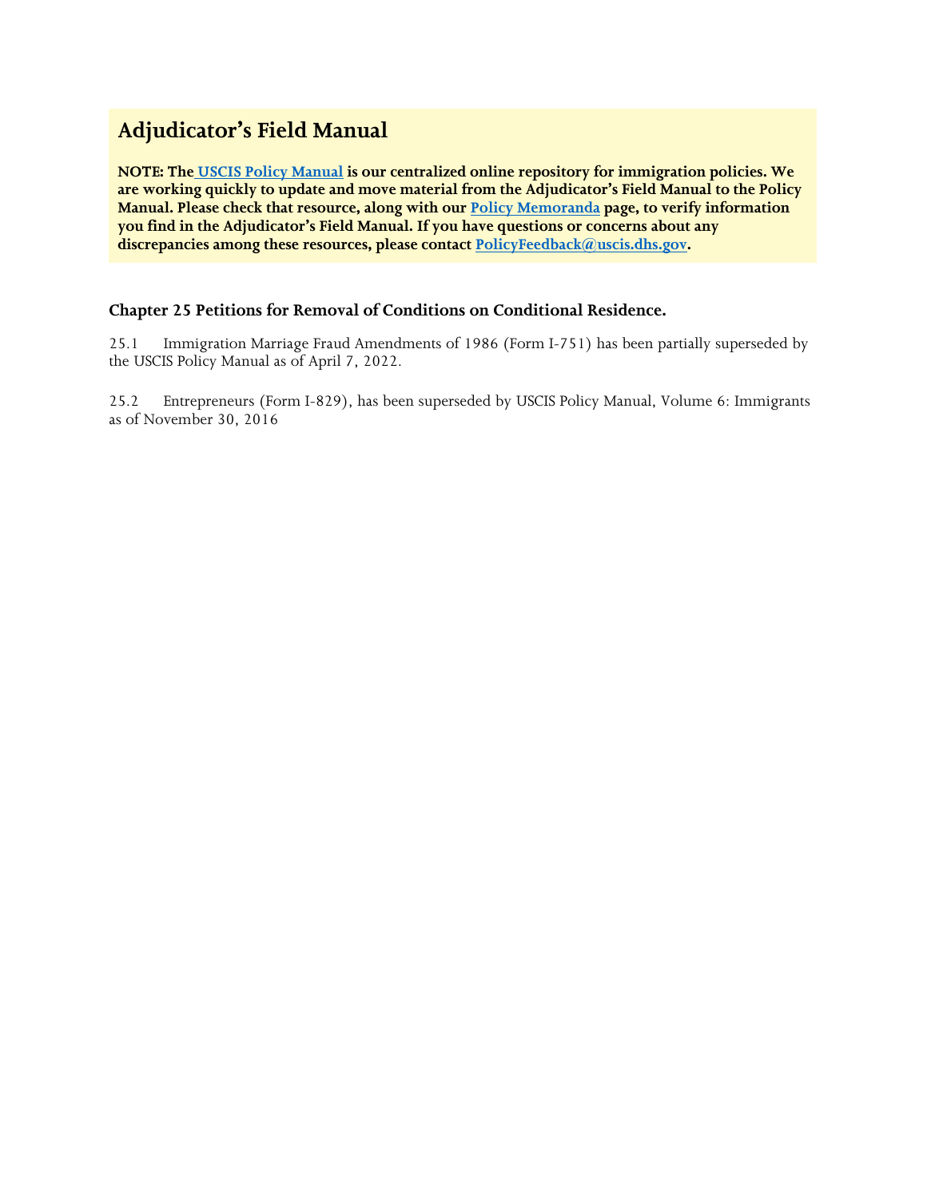# Adjudicator's Field Manual

**NOTE: The USCIS Policy Manual is our centralized online repository for immigration policies. We are working quickly to update and move material from the Adjudicator's Field Manual to the Policy Manual. Please check that resource, along with our Policy Memoranda page, to verify information you find in the Adjudicator's Field Manual. If you have questions or concerns about any discrepancies among these resources, please contact PolicyFeedback@uscis.dhs.gov.**

### Chapter 25 Petitions for Removal of Conditions on Conditional Residence.

25.1 Immigration Marriage Fraud Amendments of 1986 (Form I-751) has been partially superseded by the USCIS Policy Manual as of April 7, 2022.

25.2 Entrepreneurs (Form I-829), has been superseded by USCIS Policy Manual, Volume 6: Immigrants as of November 30, 2016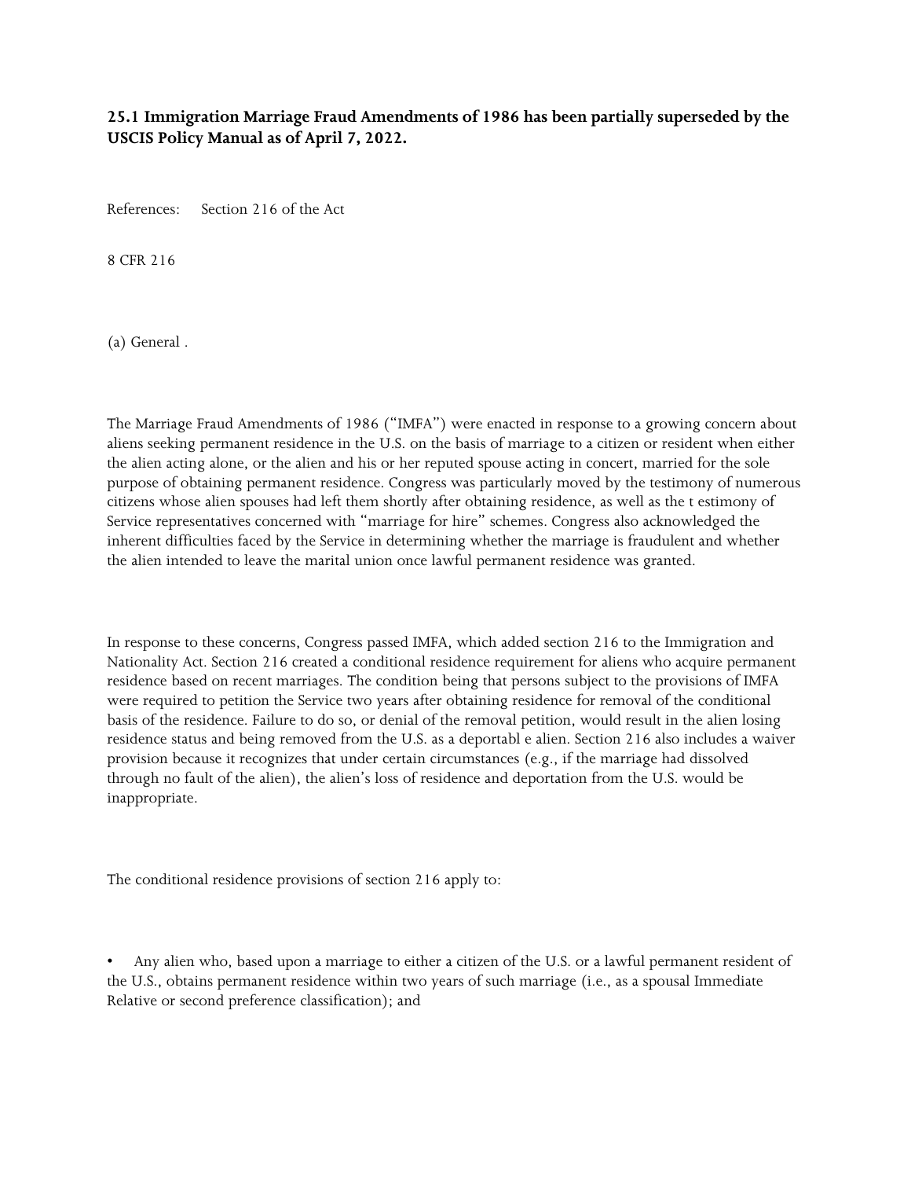**25.1 Immigration Marriage Fraud Amendments of 1986 has been partially superseded by the USCIS Policy Manual as of April 7, 2022.**

References: Section 216 of the Act

8 CFR 216

(a) General .

The Marriage Fraud Amendments of 1986 ("IMFA") were enacted in response to a growing concern about aliens seeking permanent residence in the U.S. on the basis of marriage to a citizen or resident when either the alien acting alone, or the alien and his or her reputed spouse acting in concert, married for the sole purpose of obtaining permanent residence. Congress was particularly moved by the testimony of numerous citizens whose alien spouses had left them shortly after obtaining residence, as well as the t estimony of Service representatives concerned with "marriage for hire" schemes. Congress also acknowledged the inherent difficulties faced by the Service in determining whether the marriage is fraudulent and whether the alien intended to leave the marital union once lawful permanent residence was granted.

In response to these concerns, Congress passed IMFA, which added section 216 to the Immigration and Nationality Act. Section 216 created a conditional residence requirement for aliens who acquire permanent residence based on recent marriages. The condition being that persons subject to the provisions of IMFA were required to petition the Service two years after obtaining residence for removal of the conditional basis of the residence. Failure to do so, or denial of the removal petition, would result in the alien losing residence status and being removed from the U.S. as a deportabl e alien. Section 216 also includes a waiver provision because it recognizes that under certain circumstances (e.g., if the marriage had dissolved through no fault of the alien), the alien's loss of residence and deportation from the U.S. would be inappropriate.

The conditional residence provisions of section 216 apply to:

- Any alien who, based upon a marriage to either a citizen of the U.S. or a lawful permanent resident of the U.S., obtains permanent residence within two years of such marriage (i.e., as a spousal Immediate Relative or second preference classification); and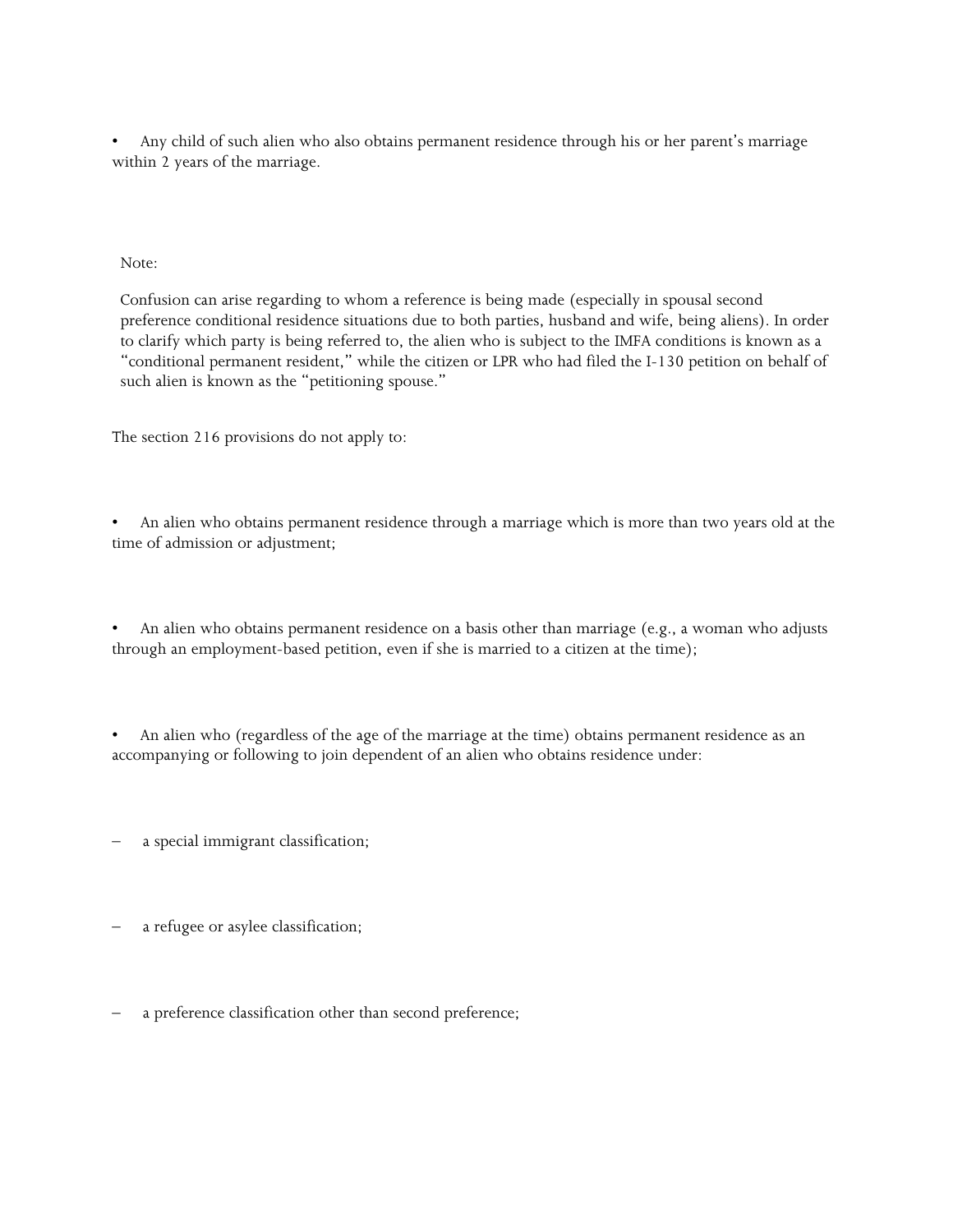- Any child of such alien who also obtains permanent residence through his or her parent's marriage within 2 years of the marriage.

> Note:
>
> Confusion can arise regarding to whom a reference is being made (especially in spousal second preference conditional residence situations due to both parties, husband and wife, being aliens). In order to clarify which party is being referred to, the alien who is subject to the IMFA conditions is known as a "conditional permanent resident," while the citizen or LPR who had filed the I-130 petition on behalf of such alien is known as the "petitioning spouse."

The section 216 provisions do not apply to:

- An alien who obtains permanent residence through a marriage which is more than two years old at the time of admission or adjustment;

- An alien who obtains permanent residence on a basis other than marriage (e.g., a woman who adjusts through an employment-based petition, even if she is married to a citizen at the time);

- An alien who (regardless of the age of the marriage at the time) obtains permanent residence as an accompanying or following to join dependent of an alien who obtains residence under:

  – a special immigrant classification;

  – a refugee or asylee classification;

  – a preference classification other than second preference;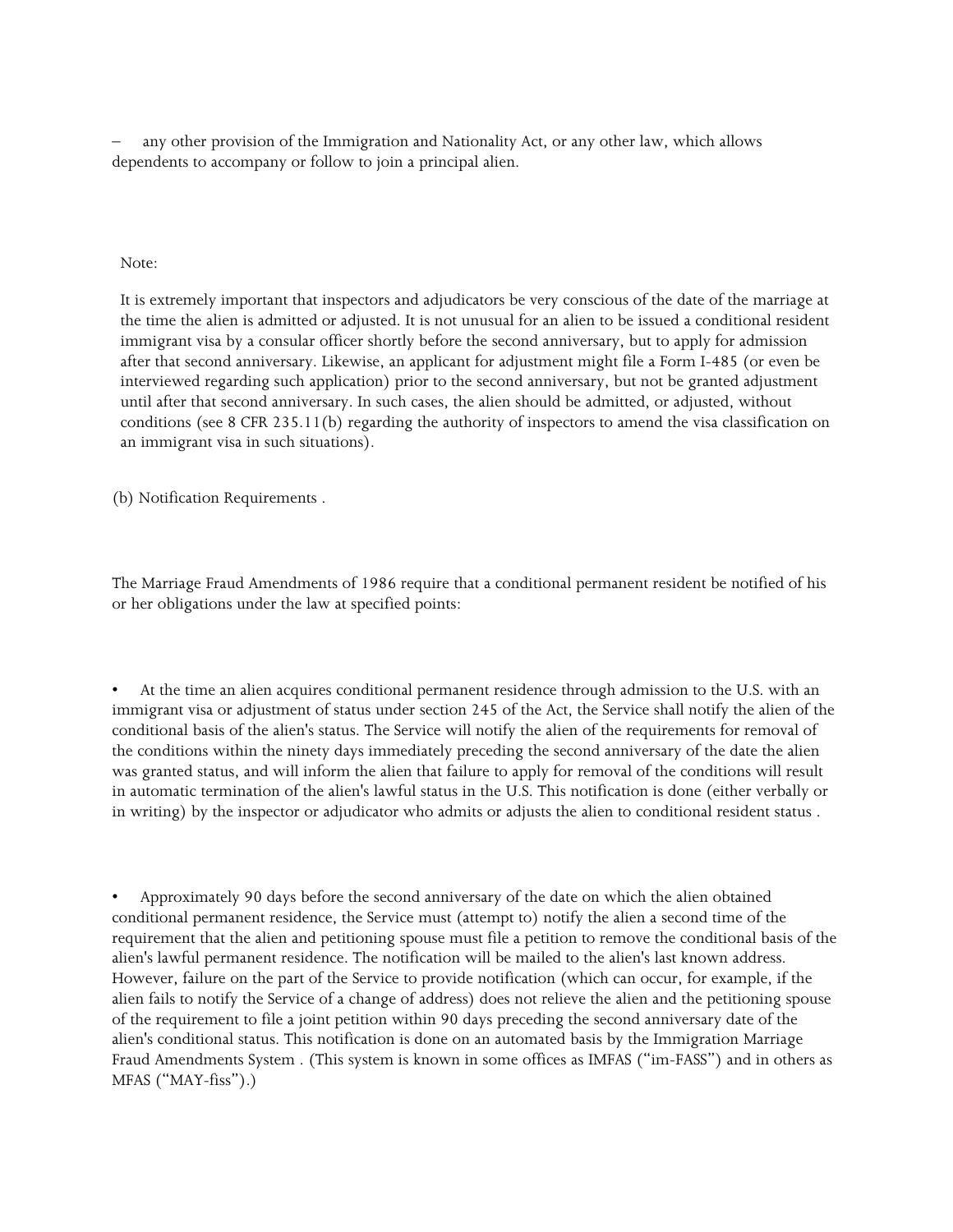– any other provision of the Immigration and Nationality Act, or any other law, which allows dependents to accompany or follow to join a principal alien.

> Note:
>
> It is extremely important that inspectors and adjudicators be very conscious of the date of the marriage at the time the alien is admitted or adjusted. It is not unusual for an alien to be issued a conditional resident immigrant visa by a consular officer shortly before the second anniversary, but to apply for admission after that second anniversary. Likewise, an applicant for adjustment might file a Form I-485 (or even be interviewed regarding such application) prior to the second anniversary, but not be granted adjustment until after that second anniversary. In such cases, the alien should be admitted, or adjusted, without conditions (see 8 CFR 235.11(b) regarding the authority of inspectors to amend the visa classification on an immigrant visa in such situations).

(b) Notification Requirements .

The Marriage Fraud Amendments of 1986 require that a conditional permanent resident be notified of his or her obligations under the law at specified points:

- At the time an alien acquires conditional permanent residence through admission to the U.S. with an immigrant visa or adjustment of status under section 245 of the Act, the Service shall notify the alien of the conditional basis of the alien's status. The Service will notify the alien of the requirements for removal of the conditions within the ninety days immediately preceding the second anniversary of the date the alien was granted status, and will inform the alien that failure to apply for removal of the conditions will result in automatic termination of the alien's lawful status in the U.S. This notification is done (either verbally or in writing) by the inspector or adjudicator who admits or adjusts the alien to conditional resident status .

- Approximately 90 days before the second anniversary of the date on which the alien obtained conditional permanent residence, the Service must (attempt to) notify the alien a second time of the requirement that the alien and petitioning spouse must file a petition to remove the conditional basis of the alien's lawful permanent residence. The notification will be mailed to the alien's last known address. However, failure on the part of the Service to provide notification (which can occur, for example, if the alien fails to notify the Service of a change of address) does not relieve the alien and the petitioning spouse of the requirement to file a joint petition within 90 days preceding the second anniversary date of the alien's conditional status. This notification is done on an automated basis by the Immigration Marriage Fraud Amendments System . (This system is known in some offices as IMFAS ("im-FASS") and in others as MFAS ("MAY-fiss").)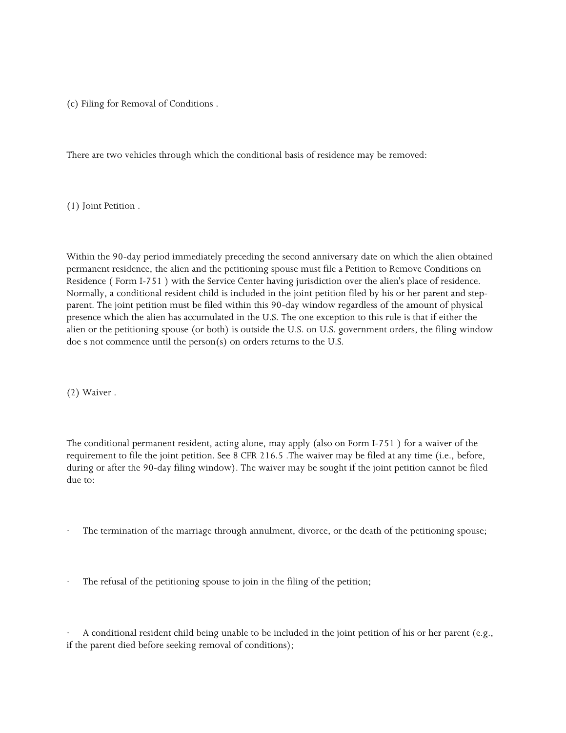(c) Filing for Removal of Conditions .

There are two vehicles through which the conditional basis of residence may be removed:

(1) Joint Petition .

Within the 90-day period immediately preceding the second anniversary date on which the alien obtained permanent residence, the alien and the petitioning spouse must file a Petition to Remove Conditions on Residence ( Form I-751 ) with the Service Center having jurisdiction over the alien's place of residence. Normally, a conditional resident child is included in the joint petition filed by his or her parent and step-parent. The joint petition must be filed within this 90-day window regardless of the amount of physical presence which the alien has accumulated in the U.S. The one exception to this rule is that if either the alien or the petitioning spouse (or both) is outside the U.S. on U.S. government orders, the filing window doe s not commence until the person(s) on orders returns to the U.S.

(2) Waiver .

The conditional permanent resident, acting alone, may apply (also on Form I-751 ) for a waiver of the requirement to file the joint petition. See 8 CFR 216.5 .The waiver may be filed at any time (i.e., before, during or after the 90-day filing window). The waiver may be sought if the joint petition cannot be filed due to:

- The termination of the marriage through annulment, divorce, or the death of the petitioning spouse;
- The refusal of the petitioning spouse to join in the filing of the petition;
- A conditional resident child being unable to be included in the joint petition of his or her parent (e.g., if the parent died before seeking removal of conditions);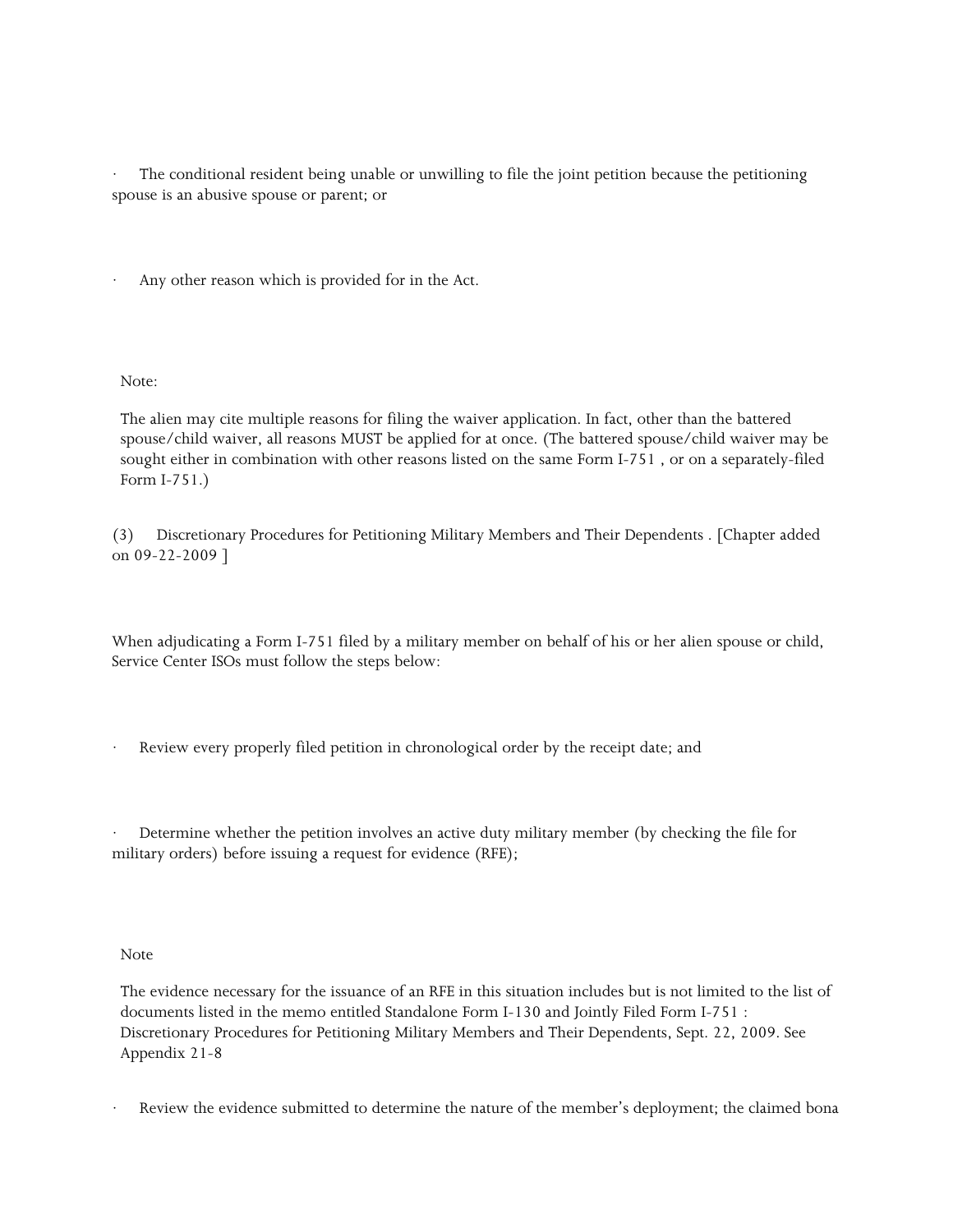- The conditional resident being unable or unwilling to file the joint petition because the petitioning spouse is an abusive spouse or parent; or

- Any other reason which is provided for in the Act.

Note:

The alien may cite multiple reasons for filing the waiver application. In fact, other than the battered spouse/child waiver, all reasons MUST be applied for at once. (The battered spouse/child waiver may be sought either in combination with other reasons listed on the same Form I-751 , or on a separately-filed Form I-751.)

(3) Discretionary Procedures for Petitioning Military Members and Their Dependents . [Chapter added on 09-22-2009 ]

When adjudicating a Form I-751 filed by a military member on behalf of his or her alien spouse or child, Service Center ISOs must follow the steps below:

- Review every properly filed petition in chronological order by the receipt date; and

- Determine whether the petition involves an active duty military member (by checking the file for military orders) before issuing a request for evidence (RFE);

Note

The evidence necessary for the issuance of an RFE in this situation includes but is not limited to the list of documents listed in the memo entitled Standalone Form I-130 and Jointly Filed Form I-751 : Discretionary Procedures for Petitioning Military Members and Their Dependents, Sept. 22, 2009. See Appendix 21-8

- Review the evidence submitted to determine the nature of the member's deployment; the claimed bona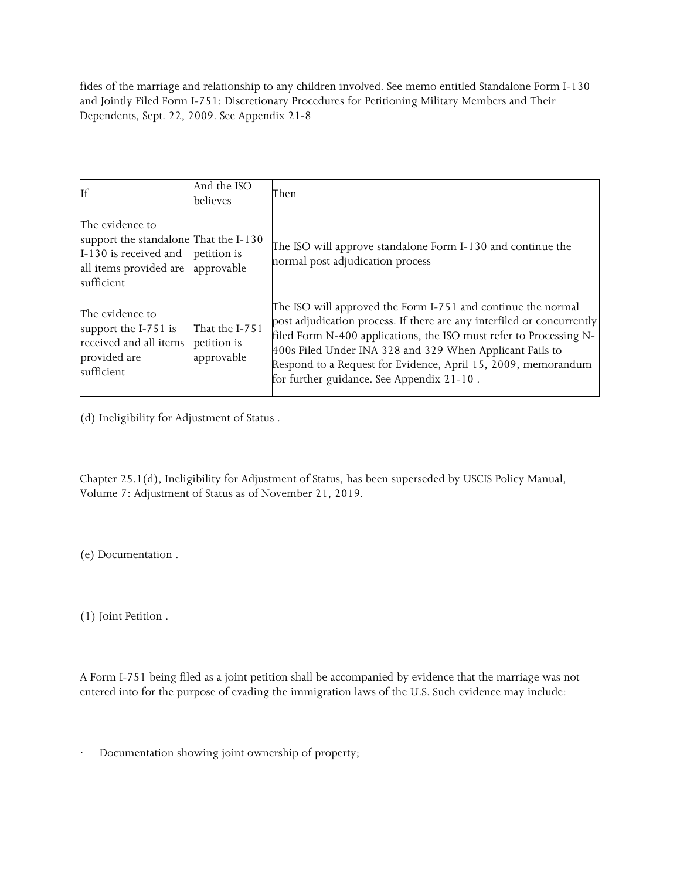fides of the marriage and relationship to any children involved. See memo entitled Standalone Form I-130 and Jointly Filed Form I-751: Discretionary Procedures for Petitioning Military Members and Their Dependents, Sept. 22, 2009. See Appendix 21-8

| If | And the ISO believes | Then |
| --- | --- | --- |
| The evidence to support the standalone I-130 is received and all items provided are sufficient | That the I-130 petition is approvable | The ISO will approve standalone Form I-130 and continue the normal post adjudication process |
| The evidence to support the I-751 is received and all items provided are sufficient | That the I-751 petition is approvable | The ISO will approved the Form I-751 and continue the normal post adjudication process. If there are any interfiled or concurrently filed Form N-400 applications, the ISO must refer to Processing N-400s Filed Under INA 328 and 329 When Applicant Fails to Respond to a Request for Evidence, April 15, 2009, memorandum for further guidance. See Appendix 21-10 . |

(d) Ineligibility for Adjustment of Status .

Chapter 25.1(d), Ineligibility for Adjustment of Status, has been superseded by USCIS Policy Manual, Volume 7: Adjustment of Status as of November 21, 2019.

(e) Documentation .

(1) Joint Petition .

A Form I-751 being filed as a joint petition shall be accompanied by evidence that the marriage was not entered into for the purpose of evading the immigration laws of the U.S. Such evidence may include:

- Documentation showing joint ownership of property;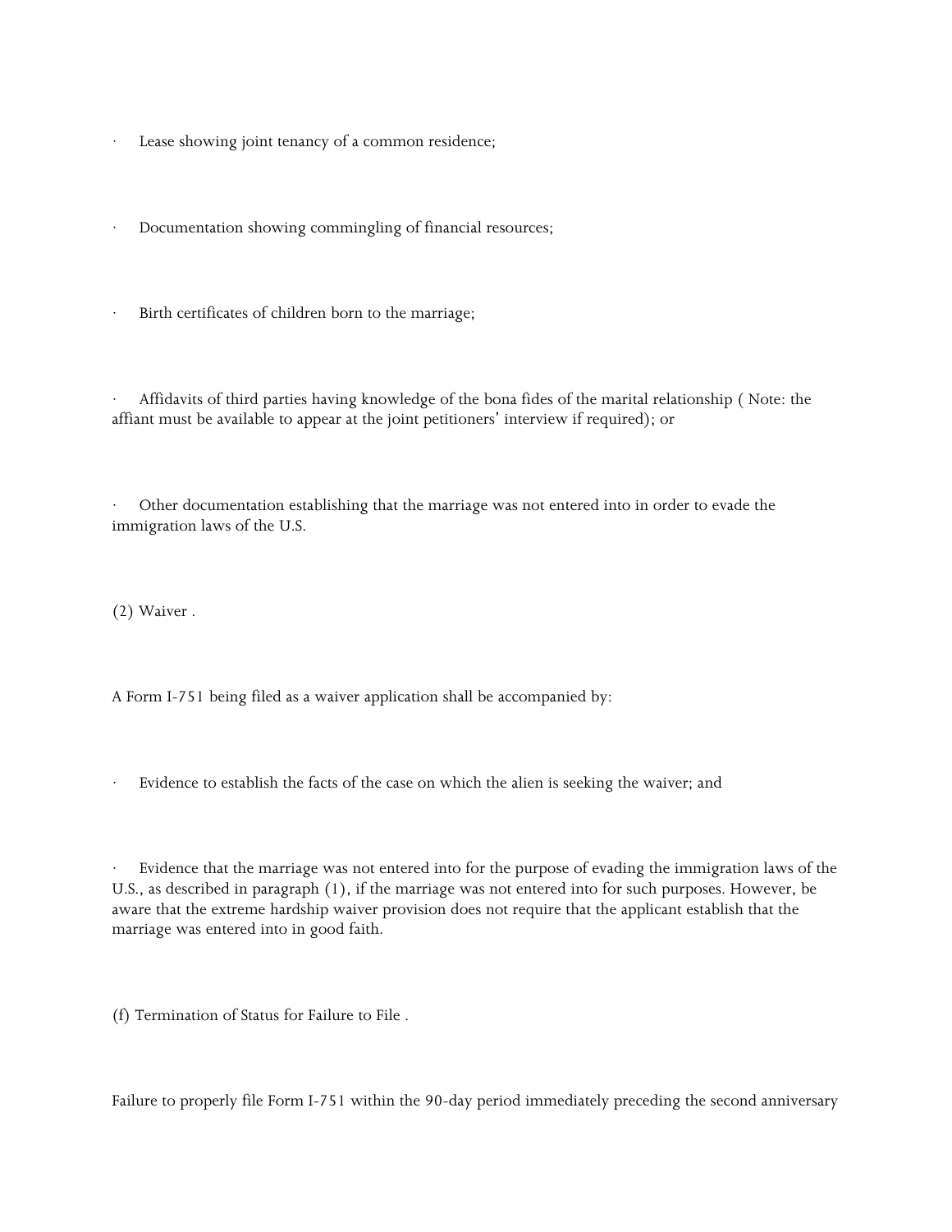- Lease showing joint tenancy of a common residence;

- Documentation showing commingling of financial resources;

- Birth certificates of children born to the marriage;

- Affidavits of third parties having knowledge of the bona fides of the marital relationship ( Note: the affiant must be available to appear at the joint petitioners' interview if required); or

- Other documentation establishing that the marriage was not entered into in order to evade the immigration laws of the U.S.

(2) Waiver .

A Form I-751 being filed as a waiver application shall be accompanied by:

- Evidence to establish the facts of the case on which the alien is seeking the waiver; and

- Evidence that the marriage was not entered into for the purpose of evading the immigration laws of the U.S., as described in paragraph (1), if the marriage was not entered into for such purposes. However, be aware that the extreme hardship waiver provision does not require that the applicant establish that the marriage was entered into in good faith.

(f) Termination of Status for Failure to File .

Failure to properly file Form I-751 within the 90-day period immediately preceding the second anniversary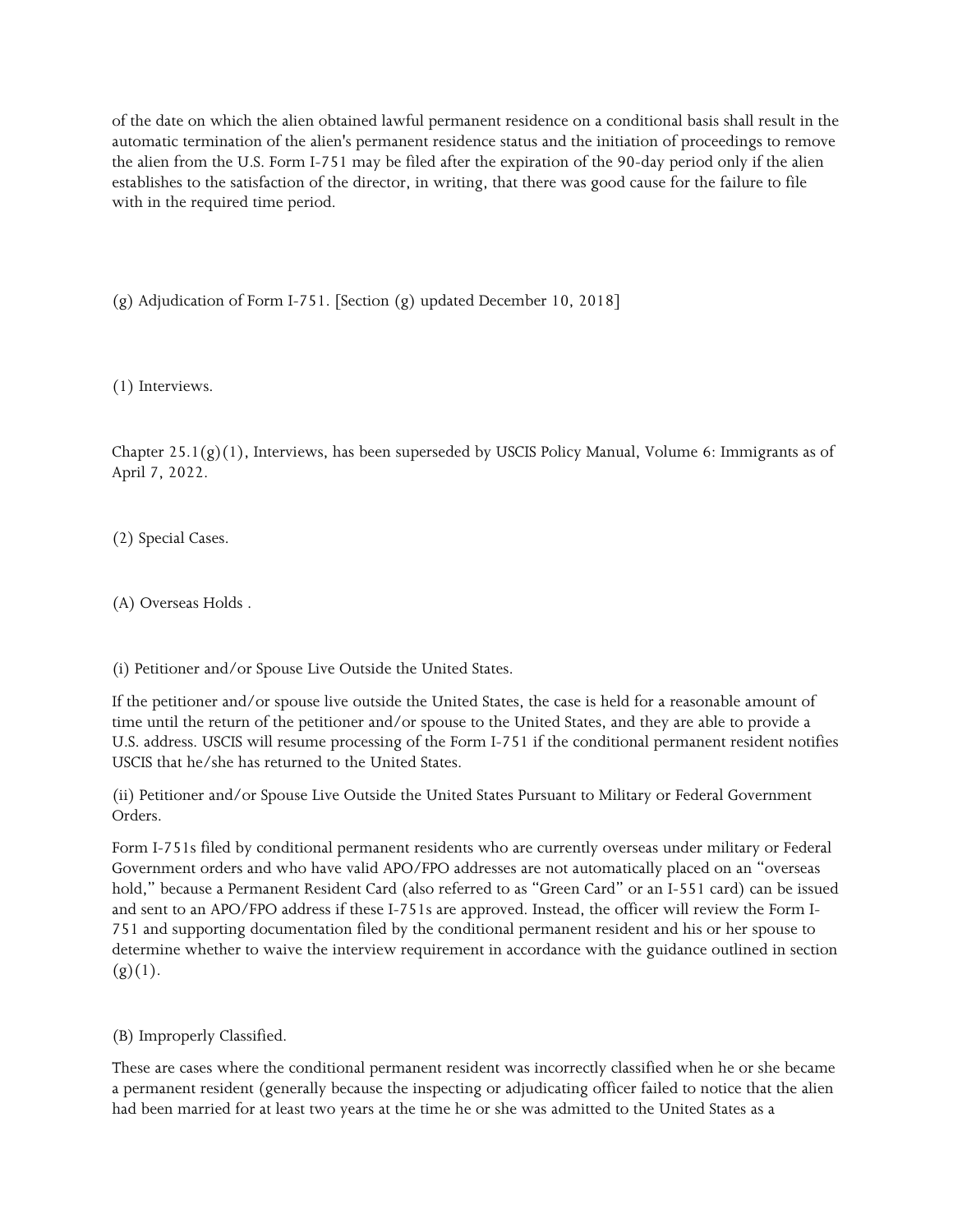of the date on which the alien obtained lawful permanent residence on a conditional basis shall result in the automatic termination of the alien's permanent residence status and the initiation of proceedings to remove the alien from the U.S. Form I-751 may be filed after the expiration of the 90-day period only if the alien establishes to the satisfaction of the director, in writing, that there was good cause for the failure to file with in the required time period.

(g) Adjudication of Form I-751. [Section (g) updated December 10, 2018]

(1) Interviews.

Chapter 25.1(g)(1), Interviews, has been superseded by USCIS Policy Manual, Volume 6: Immigrants as of April 7, 2022.

(2) Special Cases.

(A) Overseas Holds .

(i) Petitioner and/or Spouse Live Outside the United States.

If the petitioner and/or spouse live outside the United States, the case is held for a reasonable amount of time until the return of the petitioner and/or spouse to the United States, and they are able to provide a U.S. address. USCIS will resume processing of the Form I-751 if the conditional permanent resident notifies USCIS that he/she has returned to the United States.

(ii) Petitioner and/or Spouse Live Outside the United States Pursuant to Military or Federal Government Orders.

Form I-751s filed by conditional permanent residents who are currently overseas under military or Federal Government orders and who have valid APO/FPO addresses are not automatically placed on an "overseas hold," because a Permanent Resident Card (also referred to as "Green Card" or an I-551 card) can be issued and sent to an APO/FPO address if these I-751s are approved. Instead, the officer will review the Form I-751 and supporting documentation filed by the conditional permanent resident and his or her spouse to determine whether to waive the interview requirement in accordance with the guidance outlined in section (g)(1).

(B) Improperly Classified.

These are cases where the conditional permanent resident was incorrectly classified when he or she became a permanent resident (generally because the inspecting or adjudicating officer failed to notice that the alien had been married for at least two years at the time he or she was admitted to the United States as a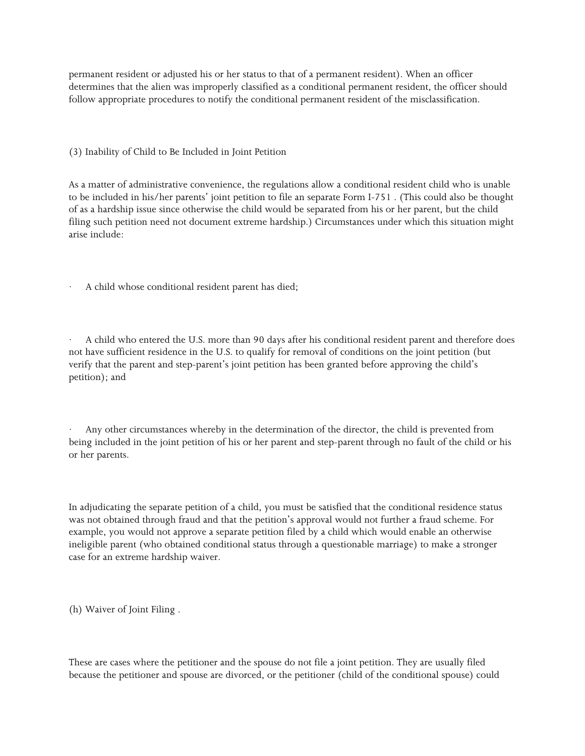permanent resident or adjusted his or her status to that of a permanent resident). When an officer determines that the alien was improperly classified as a conditional permanent resident, the officer should follow appropriate procedures to notify the conditional permanent resident of the misclassification.

(3) Inability of Child to Be Included in Joint Petition

As a matter of administrative convenience, the regulations allow a conditional resident child who is unable to be included in his/her parents' joint petition to file an separate Form I-751 . (This could also be thought of as a hardship issue since otherwise the child would be separated from his or her parent, but the child filing such petition need not document extreme hardship.) Circumstances under which this situation might arise include:

- A child whose conditional resident parent has died;

- A child who entered the U.S. more than 90 days after his conditional resident parent and therefore does not have sufficient residence in the U.S. to qualify for removal of conditions on the joint petition (but verify that the parent and step-parent's joint petition has been granted before approving the child's petition); and

- Any other circumstances whereby in the determination of the director, the child is prevented from being included in the joint petition of his or her parent and step-parent through no fault of the child or his or her parents.

In adjudicating the separate petition of a child, you must be satisfied that the conditional residence status was not obtained through fraud and that the petition's approval would not further a fraud scheme. For example, you would not approve a separate petition filed by a child which would enable an otherwise ineligible parent (who obtained conditional status through a questionable marriage) to make a stronger case for an extreme hardship waiver.

(h) Waiver of Joint Filing .

These are cases where the petitioner and the spouse do not file a joint petition. They are usually filed because the petitioner and spouse are divorced, or the petitioner (child of the conditional spouse) could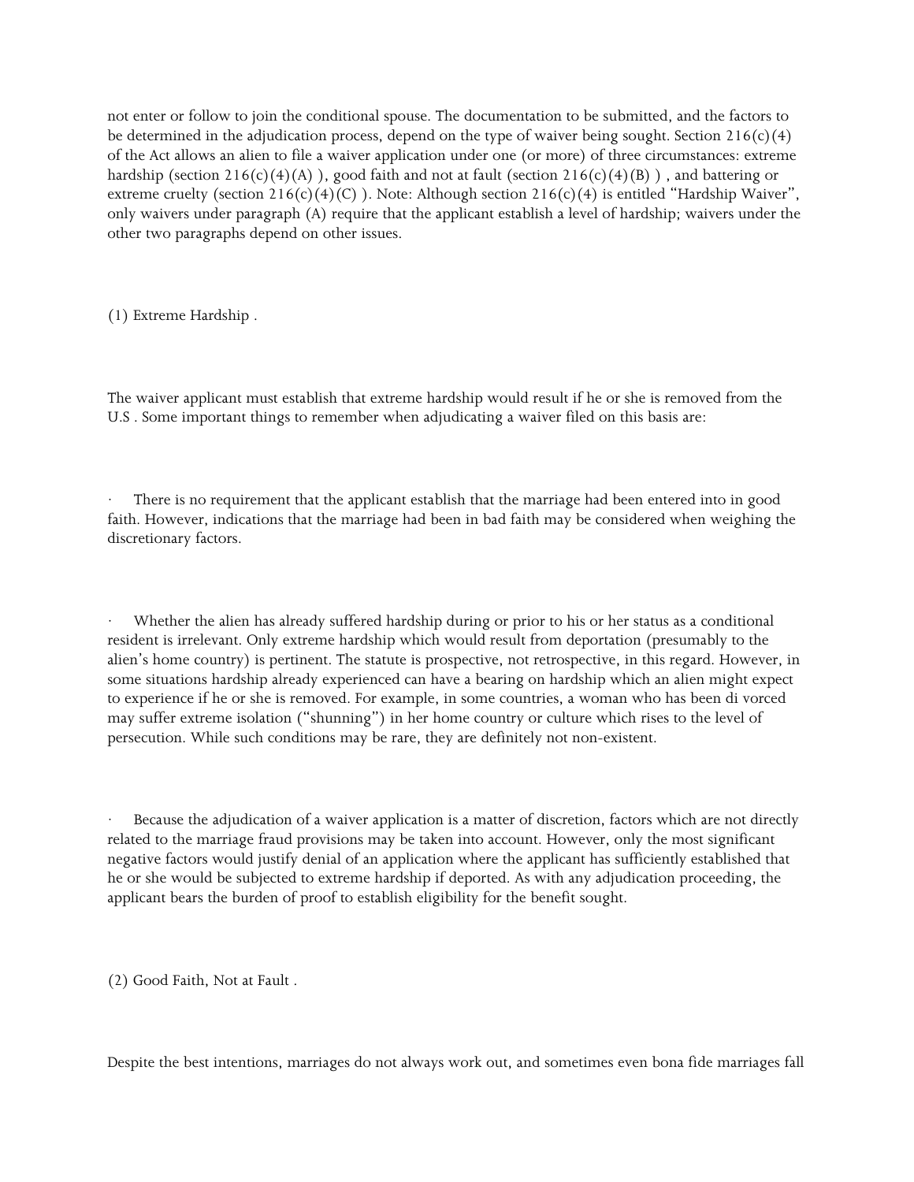not enter or follow to join the conditional spouse. The documentation to be submitted, and the factors to be determined in the adjudication process, depend on the type of waiver being sought. Section 216(c)(4) of the Act allows an alien to file a waiver application under one (or more) of three circumstances: extreme hardship (section 216(c)(4)(A) ), good faith and not at fault (section 216(c)(4)(B) ) , and battering or extreme cruelty (section 216(c)(4)(C) ). Note: Although section 216(c)(4) is entitled "Hardship Waiver", only waivers under paragraph (A) require that the applicant establish a level of hardship; waivers under the other two paragraphs depend on other issues.

(1) Extreme Hardship .

The waiver applicant must establish that extreme hardship would result if he or she is removed from the U.S . Some important things to remember when adjudicating a waiver filed on this basis are:

- There is no requirement that the applicant establish that the marriage had been entered into in good faith. However, indications that the marriage had been in bad faith may be considered when weighing the discretionary factors.

- Whether the alien has already suffered hardship during or prior to his or her status as a conditional resident is irrelevant. Only extreme hardship which would result from deportation (presumably to the alien's home country) is pertinent. The statute is prospective, not retrospective, in this regard. However, in some situations hardship already experienced can have a bearing on hardship which an alien might expect to experience if he or she is removed. For example, in some countries, a woman who has been di vorced may suffer extreme isolation ("shunning") in her home country or culture which rises to the level of persecution. While such conditions may be rare, they are definitely not non-existent.

- Because the adjudication of a waiver application is a matter of discretion, factors which are not directly related to the marriage fraud provisions may be taken into account. However, only the most significant negative factors would justify denial of an application where the applicant has sufficiently established that he or she would be subjected to extreme hardship if deported. As with any adjudication proceeding, the applicant bears the burden of proof to establish eligibility for the benefit sought.

(2) Good Faith, Not at Fault .

Despite the best intentions, marriages do not always work out, and sometimes even bona fide marriages fall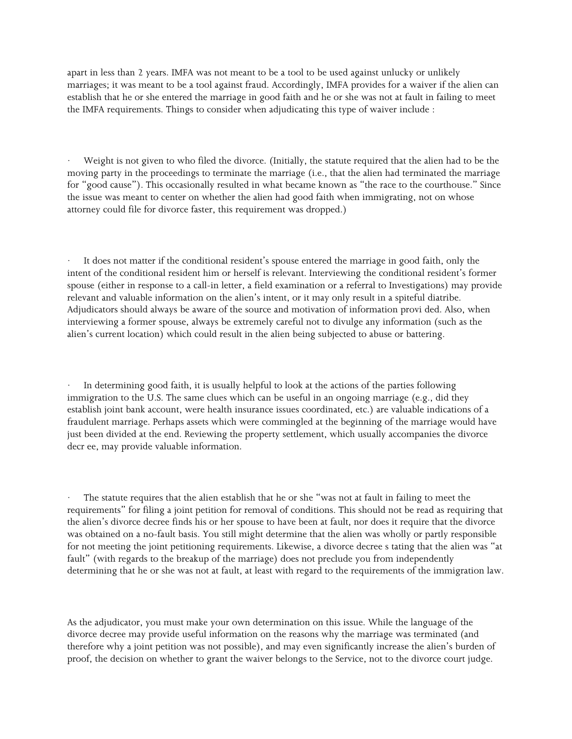apart in less than 2 years. IMFA was not meant to be a tool to be used against unlucky or unlikely marriages; it was meant to be a tool against fraud. Accordingly, IMFA provides for a waiver if the alien can establish that he or she entered the marriage in good faith and he or she was not at fault in failing to meet the IMFA requirements. Things to consider when adjudicating this type of waiver include :

- Weight is not given to who filed the divorce. (Initially, the statute required that the alien had to be the moving party in the proceedings to terminate the marriage (i.e., that the alien had terminated the marriage for "good cause"). This occasionally resulted in what became known as "the race to the courthouse." Since the issue was meant to center on whether the alien had good faith when immigrating, not on whose attorney could file for divorce faster, this requirement was dropped.)

- It does not matter if the conditional resident's spouse entered the marriage in good faith, only the intent of the conditional resident him or herself is relevant. Interviewing the conditional resident's former spouse (either in response to a call-in letter, a field examination or a referral to Investigations) may provide relevant and valuable information on the alien's intent, or it may only result in a spiteful diatribe. Adjudicators should always be aware of the source and motivation of information provi ded. Also, when interviewing a former spouse, always be extremely careful not to divulge any information (such as the alien's current location) which could result in the alien being subjected to abuse or battering.

- In determining good faith, it is usually helpful to look at the actions of the parties following immigration to the U.S. The same clues which can be useful in an ongoing marriage (e.g., did they establish joint bank account, were health insurance issues coordinated, etc.) are valuable indications of a fraudulent marriage. Perhaps assets which were commingled at the beginning of the marriage would have just been divided at the end. Reviewing the property settlement, which usually accompanies the divorce decr ee, may provide valuable information.

- The statute requires that the alien establish that he or she "was not at fault in failing to meet the requirements" for filing a joint petition for removal of conditions. This should not be read as requiring that the alien's divorce decree finds his or her spouse to have been at fault, nor does it require that the divorce was obtained on a no-fault basis. You still might determine that the alien was wholly or partly responsible for not meeting the joint petitioning requirements. Likewise, a divorce decree s tating that the alien was "at fault" (with regards to the breakup of the marriage) does not preclude you from independently determining that he or she was not at fault, at least with regard to the requirements of the immigration law.

As the adjudicator, you must make your own determination on this issue. While the language of the divorce decree may provide useful information on the reasons why the marriage was terminated (and therefore why a joint petition was not possible), and may even significantly increase the alien's burden of proof, the decision on whether to grant the waiver belongs to the Service, not to the divorce court judge.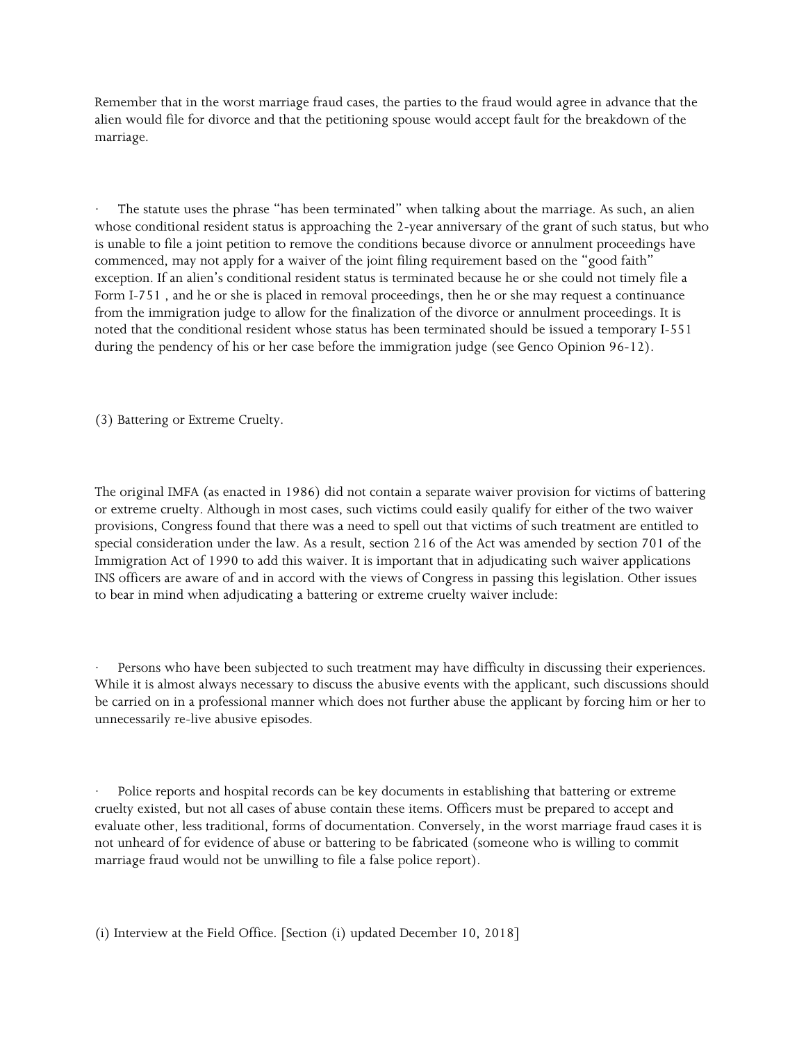Remember that in the worst marriage fraud cases, the parties to the fraud would agree in advance that the alien would file for divorce and that the petitioning spouse would accept fault for the breakdown of the marriage.

· The statute uses the phrase "has been terminated" when talking about the marriage. As such, an alien whose conditional resident status is approaching the 2-year anniversary of the grant of such status, but who is unable to file a joint petition to remove the conditions because divorce or annulment proceedings have commenced, may not apply for a waiver of the joint filing requirement based on the "good faith" exception. If an alien's conditional resident status is terminated because he or she could not timely file a Form I-751 , and he or she is placed in removal proceedings, then he or she may request a continuance from the immigration judge to allow for the finalization of the divorce or annulment proceedings. It is noted that the conditional resident whose status has been terminated should be issued a temporary I-551 during the pendency of his or her case before the immigration judge (see Genco Opinion 96-12).

(3) Battering or Extreme Cruelty.

The original IMFA (as enacted in 1986) did not contain a separate waiver provision for victims of battering or extreme cruelty. Although in most cases, such victims could easily qualify for either of the two waiver provisions, Congress found that there was a need to spell out that victims of such treatment are entitled to special consideration under the law. As a result, section 216 of the Act was amended by section 701 of the Immigration Act of 1990 to add this waiver. It is important that in adjudicating such waiver applications INS officers are aware of and in accord with the views of Congress in passing this legislation. Other issues to bear in mind when adjudicating a battering or extreme cruelty waiver include:

· Persons who have been subjected to such treatment may have difficulty in discussing their experiences. While it is almost always necessary to discuss the abusive events with the applicant, such discussions should be carried on in a professional manner which does not further abuse the applicant by forcing him or her to unnecessarily re-live abusive episodes.

· Police reports and hospital records can be key documents in establishing that battering or extreme cruelty existed, but not all cases of abuse contain these items. Officers must be prepared to accept and evaluate other, less traditional, forms of documentation. Conversely, in the worst marriage fraud cases it is not unheard of for evidence of abuse or battering to be fabricated (someone who is willing to commit marriage fraud would not be unwilling to file a false police report).

(i) Interview at the Field Office. [Section (i) updated December 10, 2018]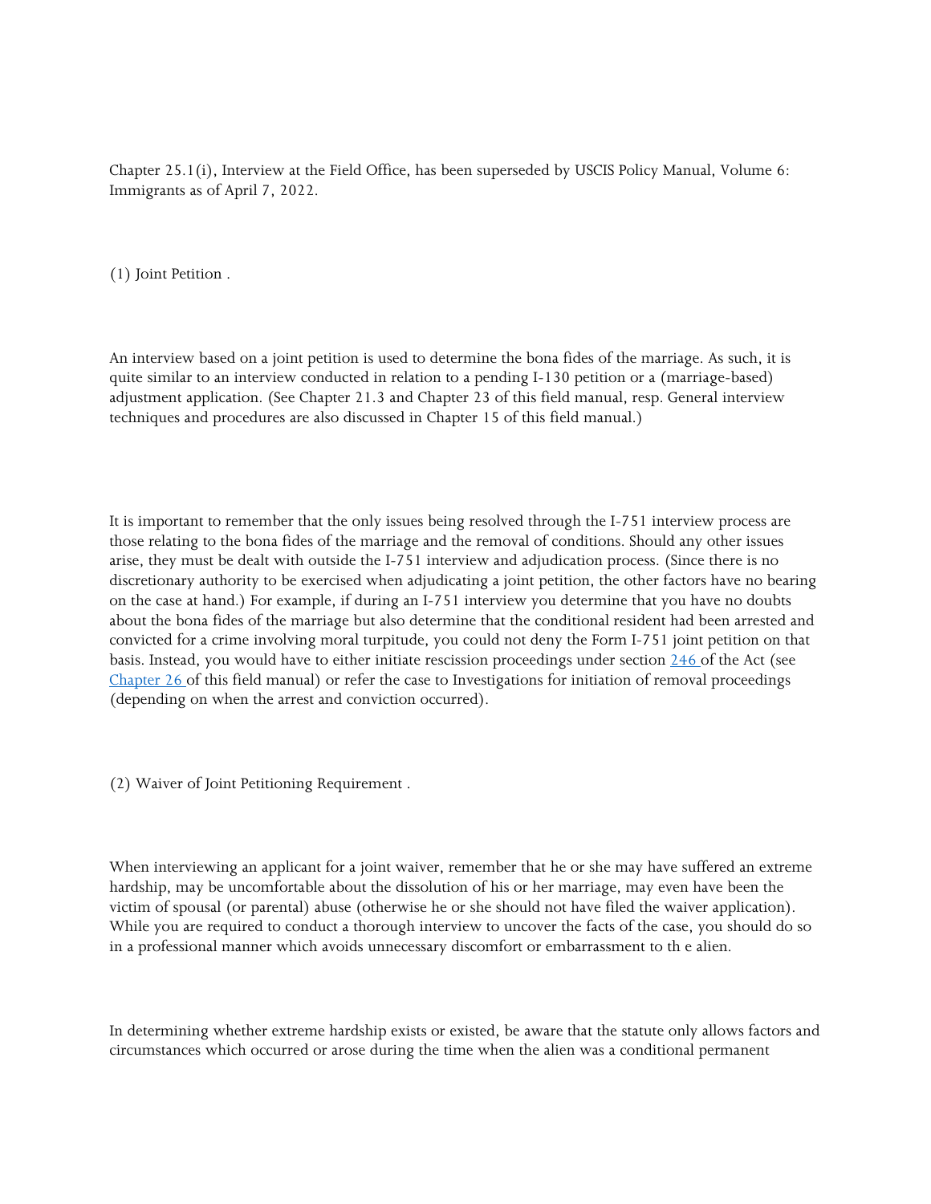Chapter 25.1(i), Interview at the Field Office, has been superseded by USCIS Policy Manual, Volume 6: Immigrants as of April 7, 2022.

(1) Joint Petition .

An interview based on a joint petition is used to determine the bona fides of the marriage. As such, it is quite similar to an interview conducted in relation to a pending I-130 petition or a (marriage-based) adjustment application. (See Chapter 21.3 and Chapter 23 of this field manual, resp. General interview techniques and procedures are also discussed in Chapter 15 of this field manual.)

It is important to remember that the only issues being resolved through the I-751 interview process are those relating to the bona fides of the marriage and the removal of conditions. Should any other issues arise, they must be dealt with outside the I-751 interview and adjudication process. (Since there is no discretionary authority to be exercised when adjudicating a joint petition, the other factors have no bearing on the case at hand.) For example, if during an I-751 interview you determine that you have no doubts about the bona fides of the marriage but also determine that the conditional resident had been arrested and convicted for a crime involving moral turpitude, you could not deny the Form I-751 joint petition on that basis. Instead, you would have to either initiate rescission proceedings under section 246 of the Act (see Chapter 26 of this field manual) or refer the case to Investigations for initiation of removal proceedings (depending on when the arrest and conviction occurred).

(2) Waiver of Joint Petitioning Requirement .

When interviewing an applicant for a joint waiver, remember that he or she may have suffered an extreme hardship, may be uncomfortable about the dissolution of his or her marriage, may even have been the victim of spousal (or parental) abuse (otherwise he or she should not have filed the waiver application). While you are required to conduct a thorough interview to uncover the facts of the case, you should do so in a professional manner which avoids unnecessary discomfort or embarrassment to th e alien.

In determining whether extreme hardship exists or existed, be aware that the statute only allows factors and circumstances which occurred or arose during the time when the alien was a conditional permanent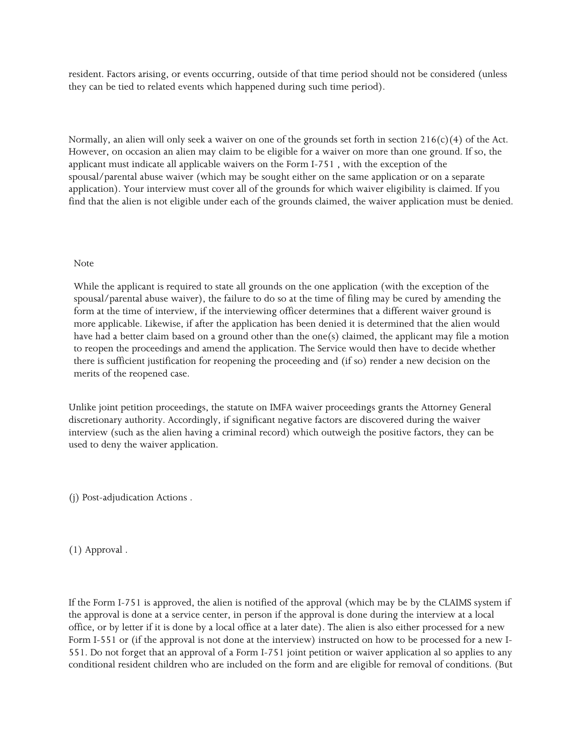resident. Factors arising, or events occurring, outside of that time period should not be considered (unless they can be tied to related events which happened during such time period).

Normally, an alien will only seek a waiver on one of the grounds set forth in section 216(c)(4) of the Act. However, on occasion an alien may claim to be eligible for a waiver on more than one ground. If so, the applicant must indicate all applicable waivers on the Form I-751 , with the exception of the spousal/parental abuse waiver (which may be sought either on the same application or on a separate application). Your interview must cover all of the grounds for which waiver eligibility is claimed. If you find that the alien is not eligible under each of the grounds claimed, the waiver application must be denied.

> Note
>
> While the applicant is required to state all grounds on the one application (with the exception of the spousal/parental abuse waiver), the failure to do so at the time of filing may be cured by amending the form at the time of interview, if the interviewing officer determines that a different waiver ground is more applicable. Likewise, if after the application has been denied it is determined that the alien would have had a better claim based on a ground other than the one(s) claimed, the applicant may file a motion to reopen the proceedings and amend the application. The Service would then have to decide whether there is sufficient justification for reopening the proceeding and (if so) render a new decision on the merits of the reopened case.

Unlike joint petition proceedings, the statute on IMFA waiver proceedings grants the Attorney General discretionary authority. Accordingly, if significant negative factors are discovered during the waiver interview (such as the alien having a criminal record) which outweigh the positive factors, they can be used to deny the waiver application.

(j) Post-adjudication Actions .

(1) Approval .

If the Form I-751 is approved, the alien is notified of the approval (which may be by the CLAIMS system if the approval is done at a service center, in person if the approval is done during the interview at a local office, or by letter if it is done by a local office at a later date). The alien is also either processed for a new Form I-551 or (if the approval is not done at the interview) instructed on how to be processed for a new I-551. Do not forget that an approval of a Form I-751 joint petition or waiver application al so applies to any conditional resident children who are included on the form and are eligible for removal of conditions. (But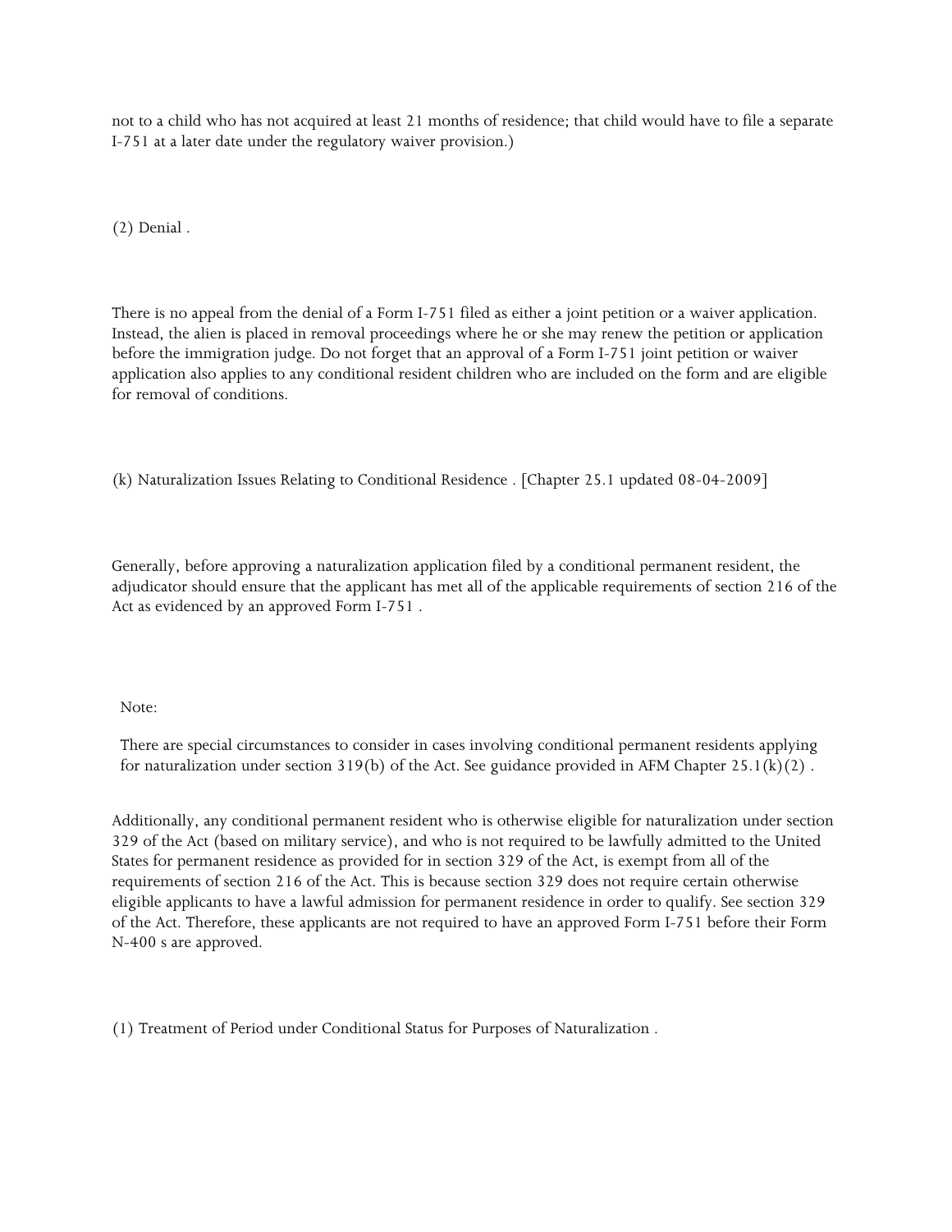not to a child who has not acquired at least 21 months of residence; that child would have to file a separate I-751 at a later date under the regulatory waiver provision.)

(2) Denial .

There is no appeal from the denial of a Form I-751 filed as either a joint petition or a waiver application. Instead, the alien is placed in removal proceedings where he or she may renew the petition or application before the immigration judge. Do not forget that an approval of a Form I-751 joint petition or waiver application also applies to any conditional resident children who are included on the form and are eligible for removal of conditions.

(k) Naturalization Issues Relating to Conditional Residence . [Chapter 25.1 updated 08-04-2009]

Generally, before approving a naturalization application filed by a conditional permanent resident, the adjudicator should ensure that the applicant has met all of the applicable requirements of section 216 of the Act as evidenced by an approved Form I-751 .

> Note:
>
> There are special circumstances to consider in cases involving conditional permanent residents applying for naturalization under section 319(b) of the Act. See guidance provided in AFM Chapter 25.1(k)(2) .

Additionally, any conditional permanent resident who is otherwise eligible for naturalization under section 329 of the Act (based on military service), and who is not required to be lawfully admitted to the United States for permanent residence as provided for in section 329 of the Act, is exempt from all of the requirements of section 216 of the Act. This is because section 329 does not require certain otherwise eligible applicants to have a lawful admission for permanent residence in order to qualify. See section 329 of the Act. Therefore, these applicants are not required to have an approved Form I-751 before their Form N-400 s are approved.

(1) Treatment of Period under Conditional Status for Purposes of Naturalization .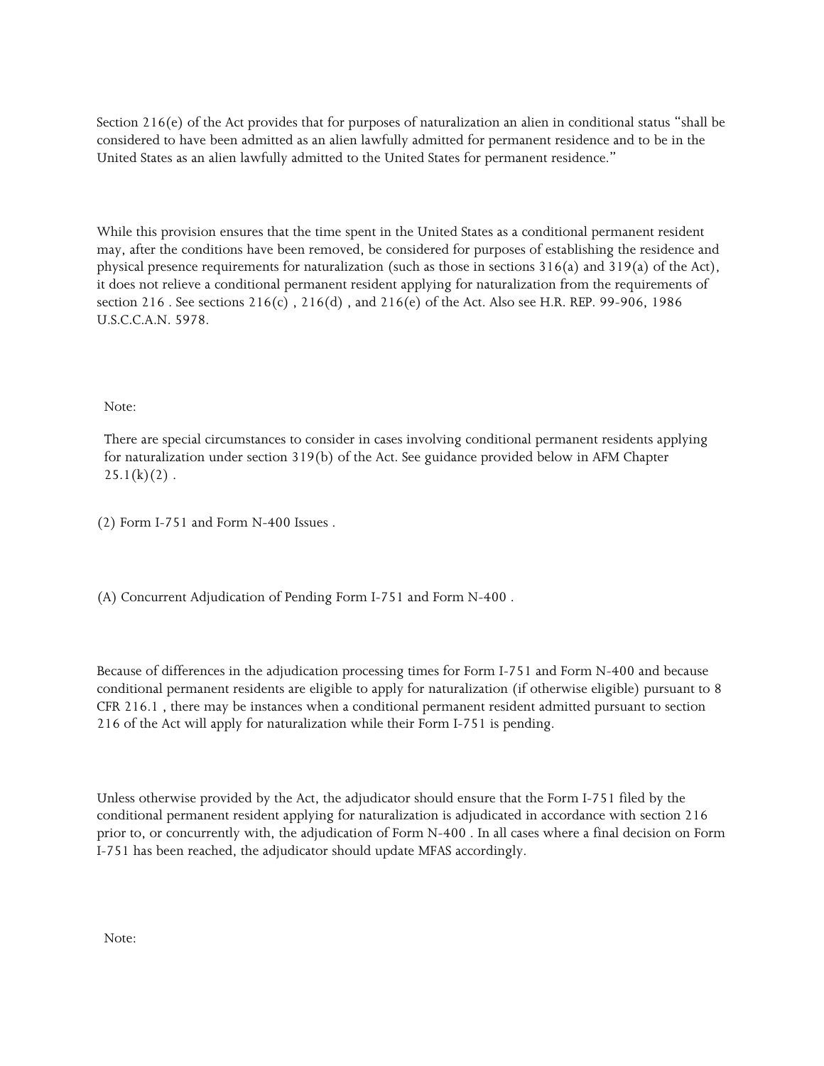Section 216(e) of the Act provides that for purposes of naturalization an alien in conditional status "shall be considered to have been admitted as an alien lawfully admitted for permanent residence and to be in the United States as an alien lawfully admitted to the United States for permanent residence."

While this provision ensures that the time spent in the United States as a conditional permanent resident may, after the conditions have been removed, be considered for purposes of establishing the residence and physical presence requirements for naturalization (such as those in sections 316(a) and 319(a) of the Act), it does not relieve a conditional permanent resident applying for naturalization from the requirements of section 216 . See sections 216(c) , 216(d) , and 216(e) of the Act. Also see H.R. REP. 99-906, 1986 U.S.C.C.A.N. 5978.

> Note:
>
> There are special circumstances to consider in cases involving conditional permanent residents applying for naturalization under section 319(b) of the Act. See guidance provided below in AFM Chapter 25.1(k)(2) .

(2) Form I-751 and Form N-400 Issues .

(A) Concurrent Adjudication of Pending Form I-751 and Form N-400 .

Because of differences in the adjudication processing times for Form I-751 and Form N-400 and because conditional permanent residents are eligible to apply for naturalization (if otherwise eligible) pursuant to 8 CFR 216.1 , there may be instances when a conditional permanent resident admitted pursuant to section 216 of the Act will apply for naturalization while their Form I-751 is pending.

Unless otherwise provided by the Act, the adjudicator should ensure that the Form I-751 filed by the conditional permanent resident applying for naturalization is adjudicated in accordance with section 216 prior to, or concurrently with, the adjudication of Form N-400 . In all cases where a final decision on Form I-751 has been reached, the adjudicator should update MFAS accordingly.

> Note: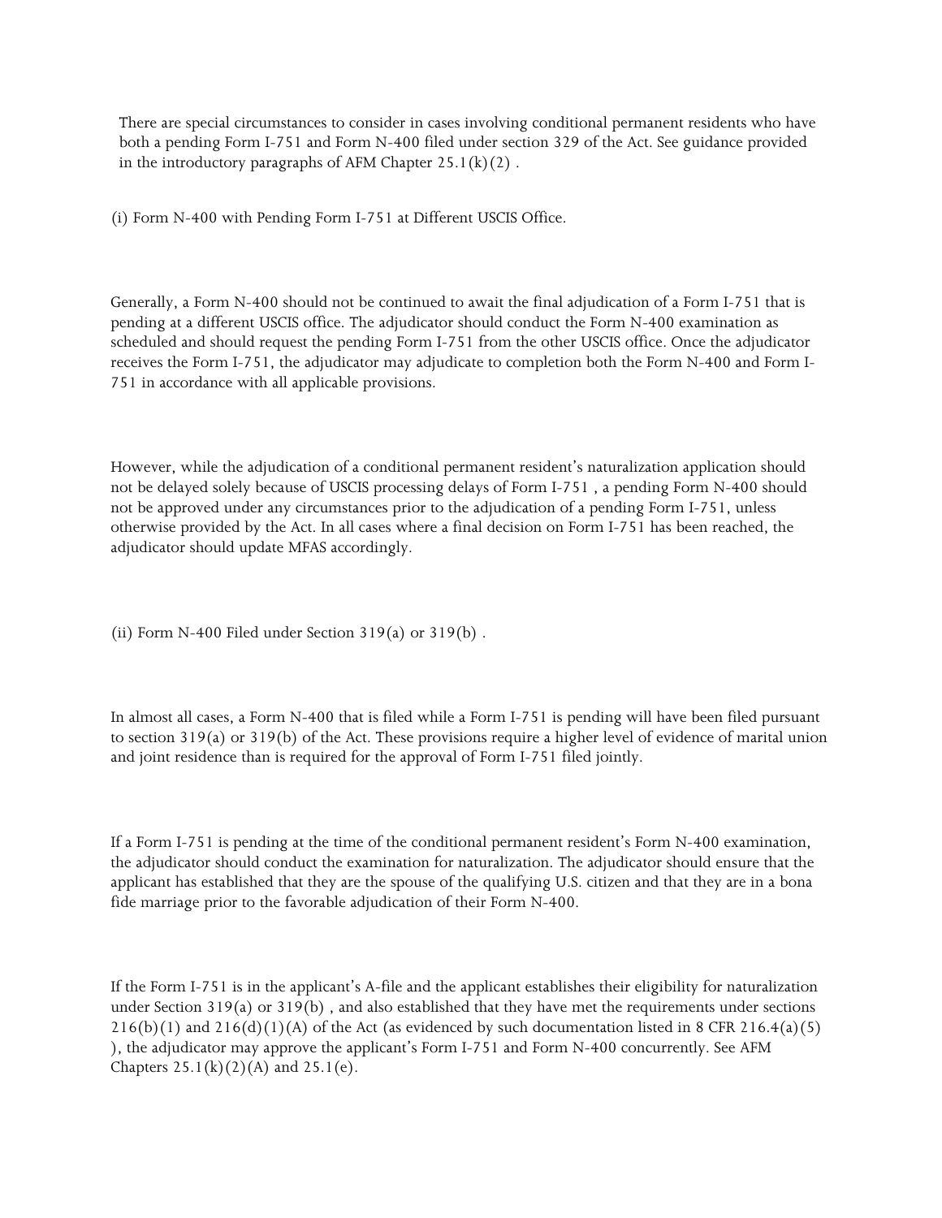There are special circumstances to consider in cases involving conditional permanent residents who have both a pending Form I-751 and Form N-400 filed under section 329 of the Act. See guidance provided in the introductory paragraphs of AFM Chapter 25.1(k)(2) .

(i) Form N-400 with Pending Form I-751 at Different USCIS Office.

Generally, a Form N-400 should not be continued to await the final adjudication of a Form I-751 that is pending at a different USCIS office. The adjudicator should conduct the Form N-400 examination as scheduled and should request the pending Form I-751 from the other USCIS office. Once the adjudicator receives the Form I-751, the adjudicator may adjudicate to completion both the Form N-400 and Form I-751 in accordance with all applicable provisions.

However, while the adjudication of a conditional permanent resident's naturalization application should not be delayed solely because of USCIS processing delays of Form I-751 , a pending Form N-400 should not be approved under any circumstances prior to the adjudication of a pending Form I-751, unless otherwise provided by the Act. In all cases where a final decision on Form I-751 has been reached, the adjudicator should update MFAS accordingly.

(ii) Form N-400 Filed under Section 319(a) or 319(b) .

In almost all cases, a Form N-400 that is filed while a Form I-751 is pending will have been filed pursuant to section 319(a) or 319(b) of the Act. These provisions require a higher level of evidence of marital union and joint residence than is required for the approval of Form I-751 filed jointly.

If a Form I-751 is pending at the time of the conditional permanent resident's Form N-400 examination, the adjudicator should conduct the examination for naturalization. The adjudicator should ensure that the applicant has established that they are the spouse of the qualifying U.S. citizen and that they are in a bona fide marriage prior to the favorable adjudication of their Form N-400.

If the Form I-751 is in the applicant's A-file and the applicant establishes their eligibility for naturalization under Section 319(a) or 319(b) , and also established that they have met the requirements under sections 216(b)(1) and 216(d)(1)(A) of the Act (as evidenced by such documentation listed in 8 CFR 216.4(a)(5) ), the adjudicator may approve the applicant's Form I-751 and Form N-400 concurrently. See AFM Chapters 25.1(k)(2)(A) and 25.1(e).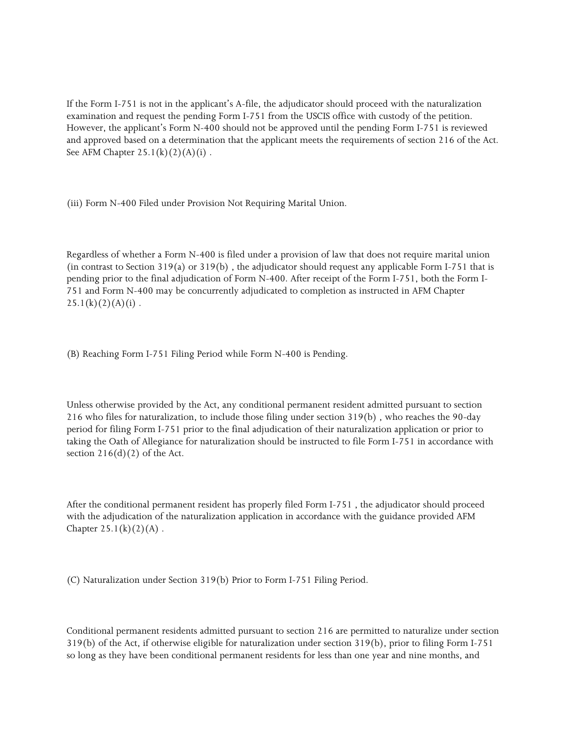If the Form I-751 is not in the applicant's A-file, the adjudicator should proceed with the naturalization examination and request the pending Form I-751 from the USCIS office with custody of the petition. However, the applicant's Form N-400 should not be approved until the pending Form I-751 is reviewed and approved based on a determination that the applicant meets the requirements of section 216 of the Act. See AFM Chapter 25.1(k)(2)(A)(i) .

(iii) Form N-400 Filed under Provision Not Requiring Marital Union.

Regardless of whether a Form N-400 is filed under a provision of law that does not require marital union (in contrast to Section 319(a) or 319(b) , the adjudicator should request any applicable Form I-751 that is pending prior to the final adjudication of Form N-400. After receipt of the Form I-751, both the Form I-751 and Form N-400 may be concurrently adjudicated to completion as instructed in AFM Chapter 25.1(k)(2)(A)(i) .

(B) Reaching Form I-751 Filing Period while Form N-400 is Pending.

Unless otherwise provided by the Act, any conditional permanent resident admitted pursuant to section 216 who files for naturalization, to include those filing under section 319(b) , who reaches the 90-day period for filing Form I-751 prior to the final adjudication of their naturalization application or prior to taking the Oath of Allegiance for naturalization should be instructed to file Form I-751 in accordance with section 216(d)(2) of the Act.

After the conditional permanent resident has properly filed Form I-751 , the adjudicator should proceed with the adjudication of the naturalization application in accordance with the guidance provided AFM Chapter 25.1(k)(2)(A) .

(C) Naturalization under Section 319(b) Prior to Form I-751 Filing Period.

Conditional permanent residents admitted pursuant to section 216 are permitted to naturalize under section 319(b) of the Act, if otherwise eligible for naturalization under section 319(b), prior to filing Form I-751 so long as they have been conditional permanent residents for less than one year and nine months, and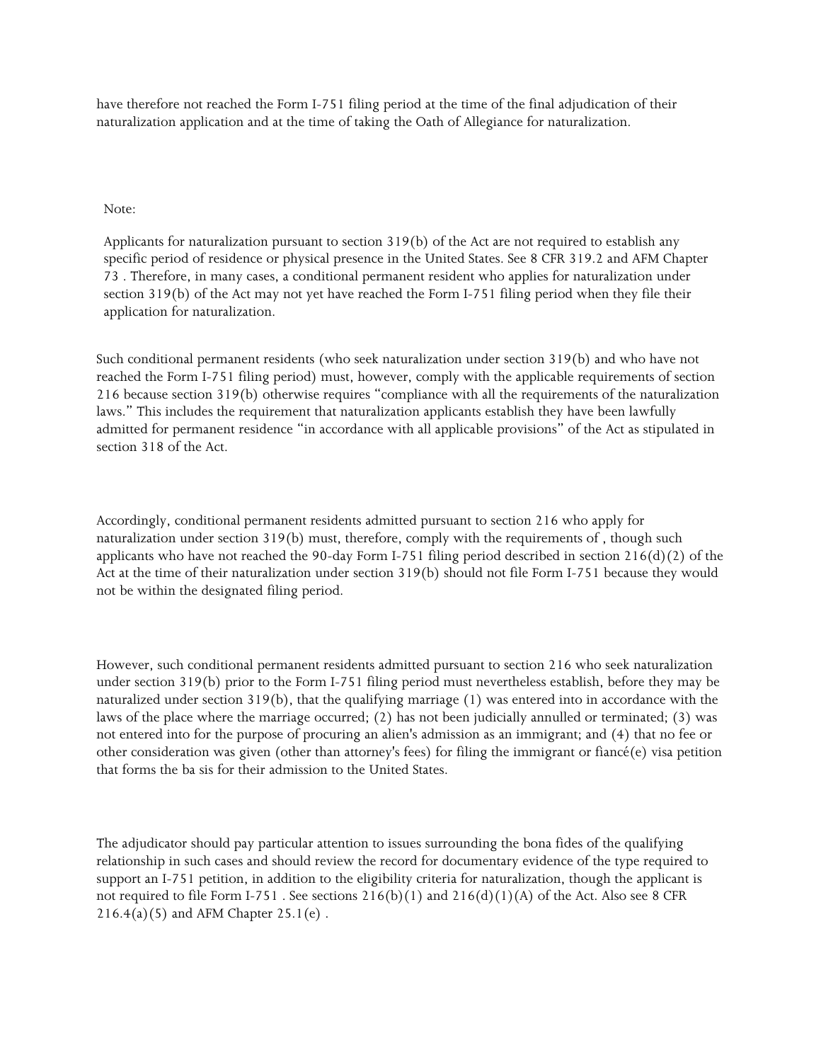have therefore not reached the Form I-751 filing period at the time of the final adjudication of their naturalization application and at the time of taking the Oath of Allegiance for naturalization.

> Note:
>
> Applicants for naturalization pursuant to section 319(b) of the Act are not required to establish any specific period of residence or physical presence in the United States. See 8 CFR 319.2 and AFM Chapter 73 . Therefore, in many cases, a conditional permanent resident who applies for naturalization under section 319(b) of the Act may not yet have reached the Form I-751 filing period when they file their application for naturalization.

Such conditional permanent residents (who seek naturalization under section 319(b) and who have not reached the Form I-751 filing period) must, however, comply with the applicable requirements of section 216 because section 319(b) otherwise requires "compliance with all the requirements of the naturalization laws." This includes the requirement that naturalization applicants establish they have been lawfully admitted for permanent residence "in accordance with all applicable provisions" of the Act as stipulated in section 318 of the Act.

Accordingly, conditional permanent residents admitted pursuant to section 216 who apply for naturalization under section 319(b) must, therefore, comply with the requirements of , though such applicants who have not reached the 90-day Form I-751 filing period described in section 216(d)(2) of the Act at the time of their naturalization under section 319(b) should not file Form I-751 because they would not be within the designated filing period.

However, such conditional permanent residents admitted pursuant to section 216 who seek naturalization under section 319(b) prior to the Form I-751 filing period must nevertheless establish, before they may be naturalized under section 319(b), that the qualifying marriage (1) was entered into in accordance with the laws of the place where the marriage occurred; (2) has not been judicially annulled or terminated; (3) was not entered into for the purpose of procuring an alien's admission as an immigrant; and (4) that no fee or other consideration was given (other than attorney's fees) for filing the immigrant or fiancé(e) visa petition that forms the ba sis for their admission to the United States.

The adjudicator should pay particular attention to issues surrounding the bona fides of the qualifying relationship in such cases and should review the record for documentary evidence of the type required to support an I-751 petition, in addition to the eligibility criteria for naturalization, though the applicant is not required to file Form I-751 . See sections 216(b)(1) and 216(d)(1)(A) of the Act. Also see 8 CFR 216.4(a)(5) and AFM Chapter 25.1(e) .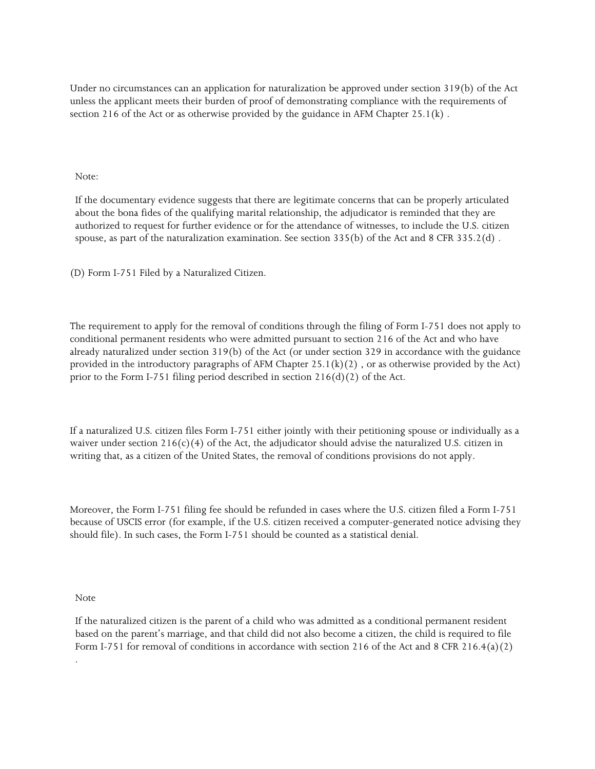Under no circumstances can an application for naturalization be approved under section 319(b) of the Act unless the applicant meets their burden of proof of demonstrating compliance with the requirements of section 216 of the Act or as otherwise provided by the guidance in AFM Chapter 25.1(k) .

> Note:
>
> If the documentary evidence suggests that there are legitimate concerns that can be properly articulated about the bona fides of the qualifying marital relationship, the adjudicator is reminded that they are authorized to request for further evidence or for the attendance of witnesses, to include the U.S. citizen spouse, as part of the naturalization examination. See section 335(b) of the Act and 8 CFR 335.2(d) .

(D) Form I-751 Filed by a Naturalized Citizen.

The requirement to apply for the removal of conditions through the filing of Form I-751 does not apply to conditional permanent residents who were admitted pursuant to section 216 of the Act and who have already naturalized under section 319(b) of the Act (or under section 329 in accordance with the guidance provided in the introductory paragraphs of AFM Chapter 25.1(k)(2) , or as otherwise provided by the Act) prior to the Form I-751 filing period described in section 216(d)(2) of the Act.

If a naturalized U.S. citizen files Form I-751 either jointly with their petitioning spouse or individually as a waiver under section 216(c)(4) of the Act, the adjudicator should advise the naturalized U.S. citizen in writing that, as a citizen of the United States, the removal of conditions provisions do not apply.

Moreover, the Form I-751 filing fee should be refunded in cases where the U.S. citizen filed a Form I-751 because of USCIS error (for example, if the U.S. citizen received a computer-generated notice advising they should file). In such cases, the Form I-751 should be counted as a statistical denial.

> Note
>
> If the naturalized citizen is the parent of a child who was admitted as a conditional permanent resident based on the parent's marriage, and that child did not also become a citizen, the child is required to file Form I-751 for removal of conditions in accordance with section 216 of the Act and 8 CFR 216.4(a)(2) .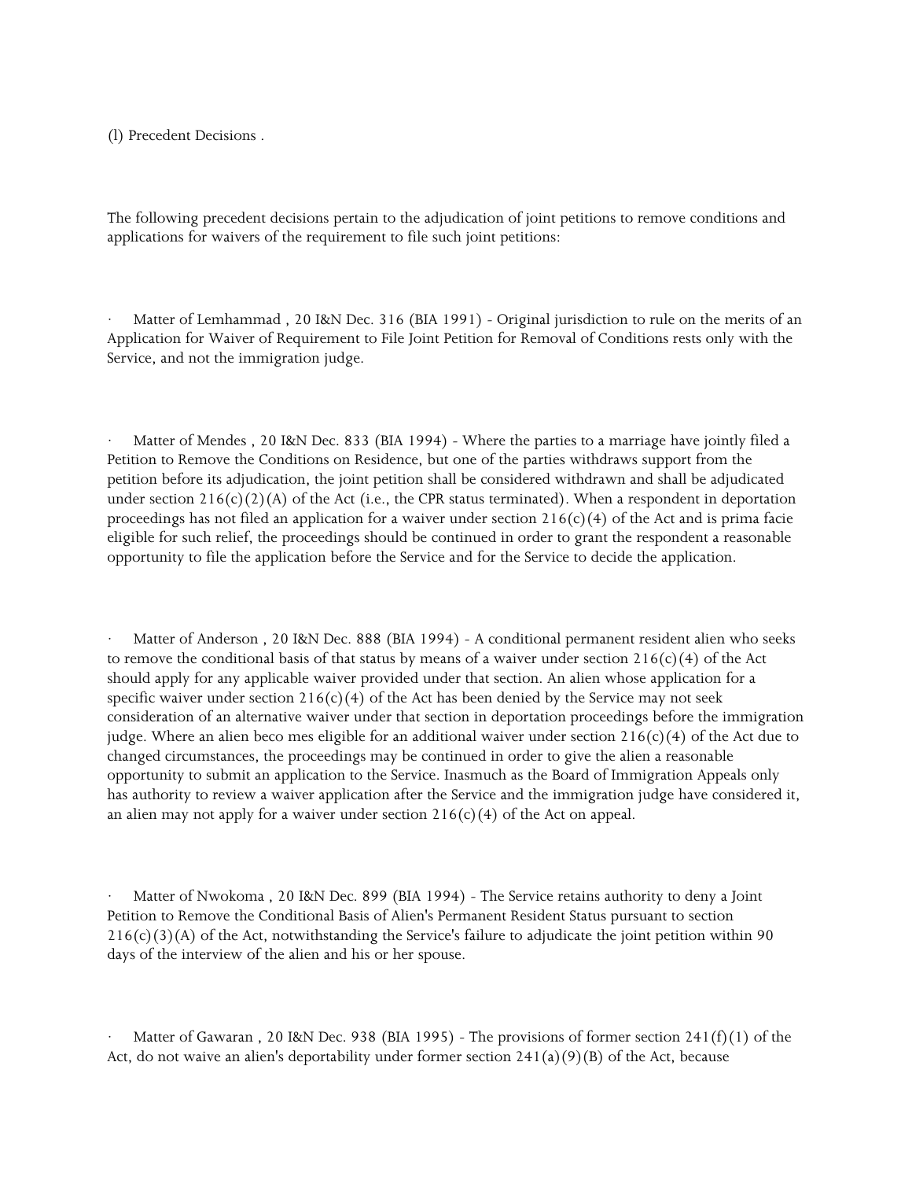(l) Precedent Decisions .

The following precedent decisions pertain to the adjudication of joint petitions to remove conditions and applications for waivers of the requirement to file such joint petitions:

- Matter of Lemhammad , 20 I&N Dec. 316 (BIA 1991) - Original jurisdiction to rule on the merits of an Application for Waiver of Requirement to File Joint Petition for Removal of Conditions rests only with the Service, and not the immigration judge.

- Matter of Mendes , 20 I&N Dec. 833 (BIA 1994) - Where the parties to a marriage have jointly filed a Petition to Remove the Conditions on Residence, but one of the parties withdraws support from the petition before its adjudication, the joint petition shall be considered withdrawn and shall be adjudicated under section 216(c)(2)(A) of the Act (i.e., the CPR status terminated). When a respondent in deportation proceedings has not filed an application for a waiver under section 216(c)(4) of the Act and is prima facie eligible for such relief, the proceedings should be continued in order to grant the respondent a reasonable opportunity to file the application before the Service and for the Service to decide the application.

- Matter of Anderson , 20 I&N Dec. 888 (BIA 1994) - A conditional permanent resident alien who seeks to remove the conditional basis of that status by means of a waiver under section 216(c)(4) of the Act should apply for any applicable waiver provided under that section. An alien whose application for a specific waiver under section 216(c)(4) of the Act has been denied by the Service may not seek consideration of an alternative waiver under that section in deportation proceedings before the immigration judge. Where an alien beco mes eligible for an additional waiver under section 216(c)(4) of the Act due to changed circumstances, the proceedings may be continued in order to give the alien a reasonable opportunity to submit an application to the Service. Inasmuch as the Board of Immigration Appeals only has authority to review a waiver application after the Service and the immigration judge have considered it, an alien may not apply for a waiver under section 216(c)(4) of the Act on appeal.

- Matter of Nwokoma , 20 I&N Dec. 899 (BIA 1994) - The Service retains authority to deny a Joint Petition to Remove the Conditional Basis of Alien's Permanent Resident Status pursuant to section 216(c)(3)(A) of the Act, notwithstanding the Service's failure to adjudicate the joint petition within 90 days of the interview of the alien and his or her spouse.

- Matter of Gawaran , 20 I&N Dec. 938 (BIA 1995) - The provisions of former section 241(f)(1) of the Act, do not waive an alien's deportability under former section 241(a)(9)(B) of the Act, because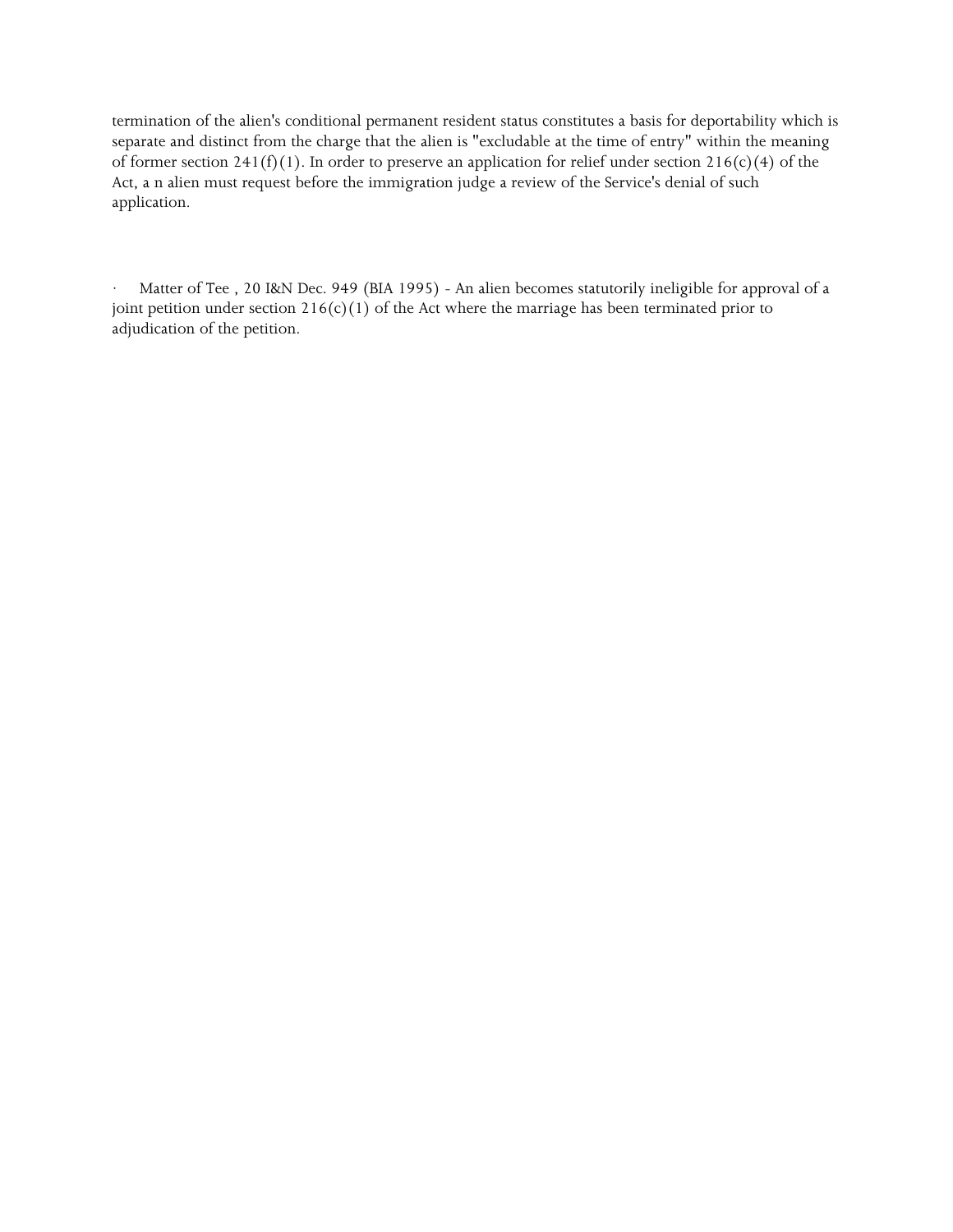termination of the alien's conditional permanent resident status constitutes a basis for deportability which is separate and distinct from the charge that the alien is "excludable at the time of entry" within the meaning of former section 241(f)(1). In order to preserve an application for relief under section 216(c)(4) of the Act, a n alien must request before the immigration judge a review of the Service's denial of such application.

- Matter of Tee , 20 I&N Dec. 949 (BIA 1995) - An alien becomes statutorily ineligible for approval of a joint petition under section 216(c)(1) of the Act where the marriage has been terminated prior to adjudication of the petition.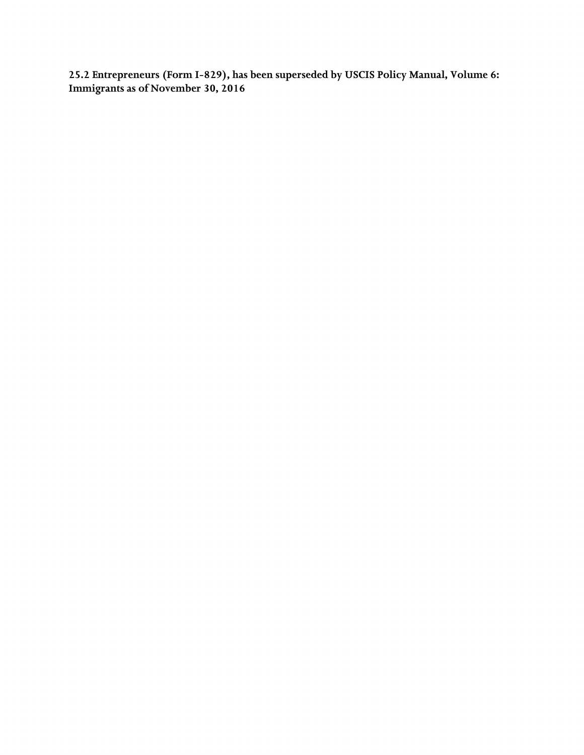**25.2 Entrepreneurs (Form I-829), has been superseded by USCIS Policy Manual, Volume 6: Immigrants as of November 30, 2016**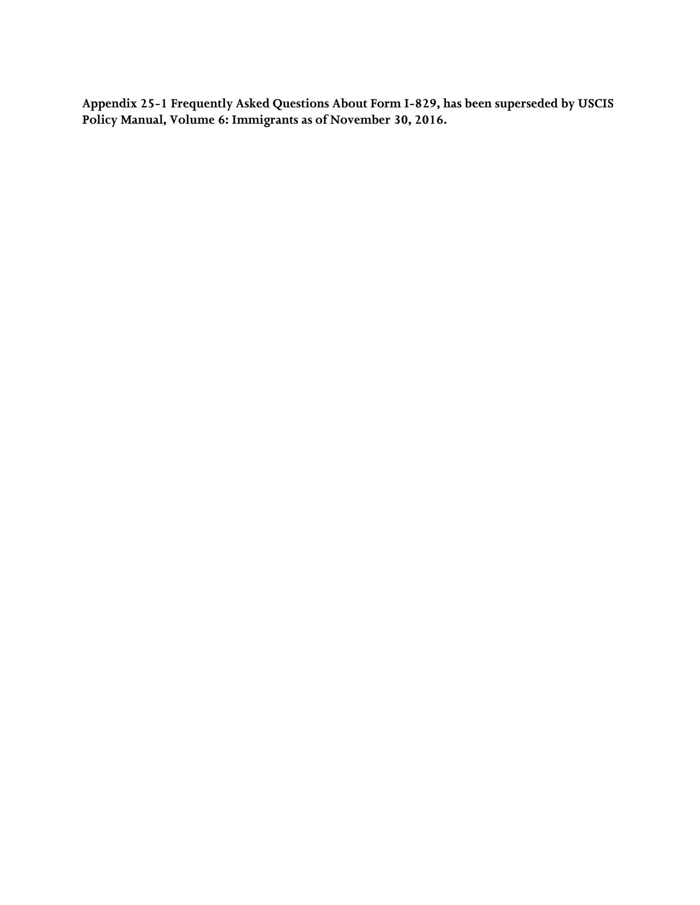**Appendix 25-1 Frequently Asked Questions About Form I-829, has been superseded by USCIS Policy Manual, Volume 6: Immigrants as of November 30, 2016.**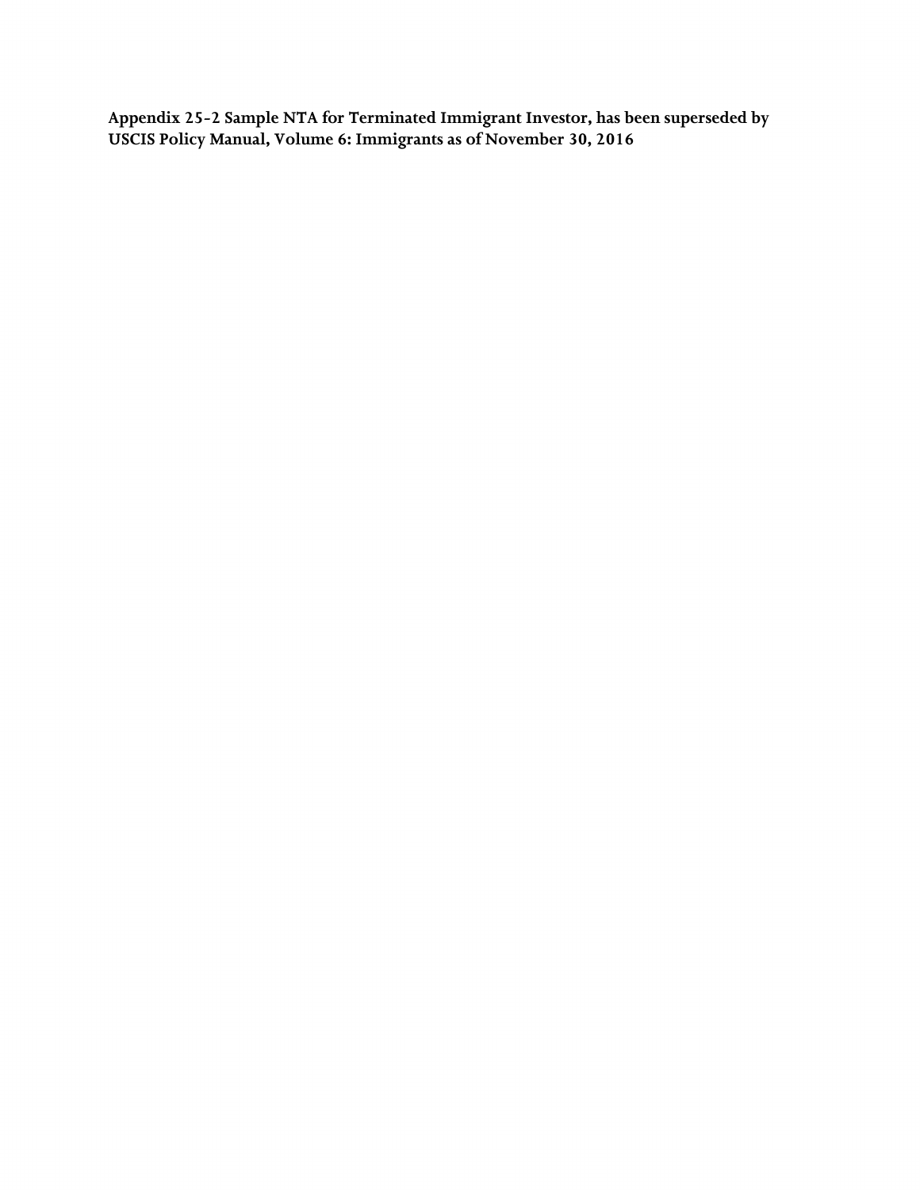**Appendix 25-2 Sample NTA for Terminated Immigrant Investor, has been superseded by USCIS Policy Manual, Volume 6: Immigrants as of November 30, 2016**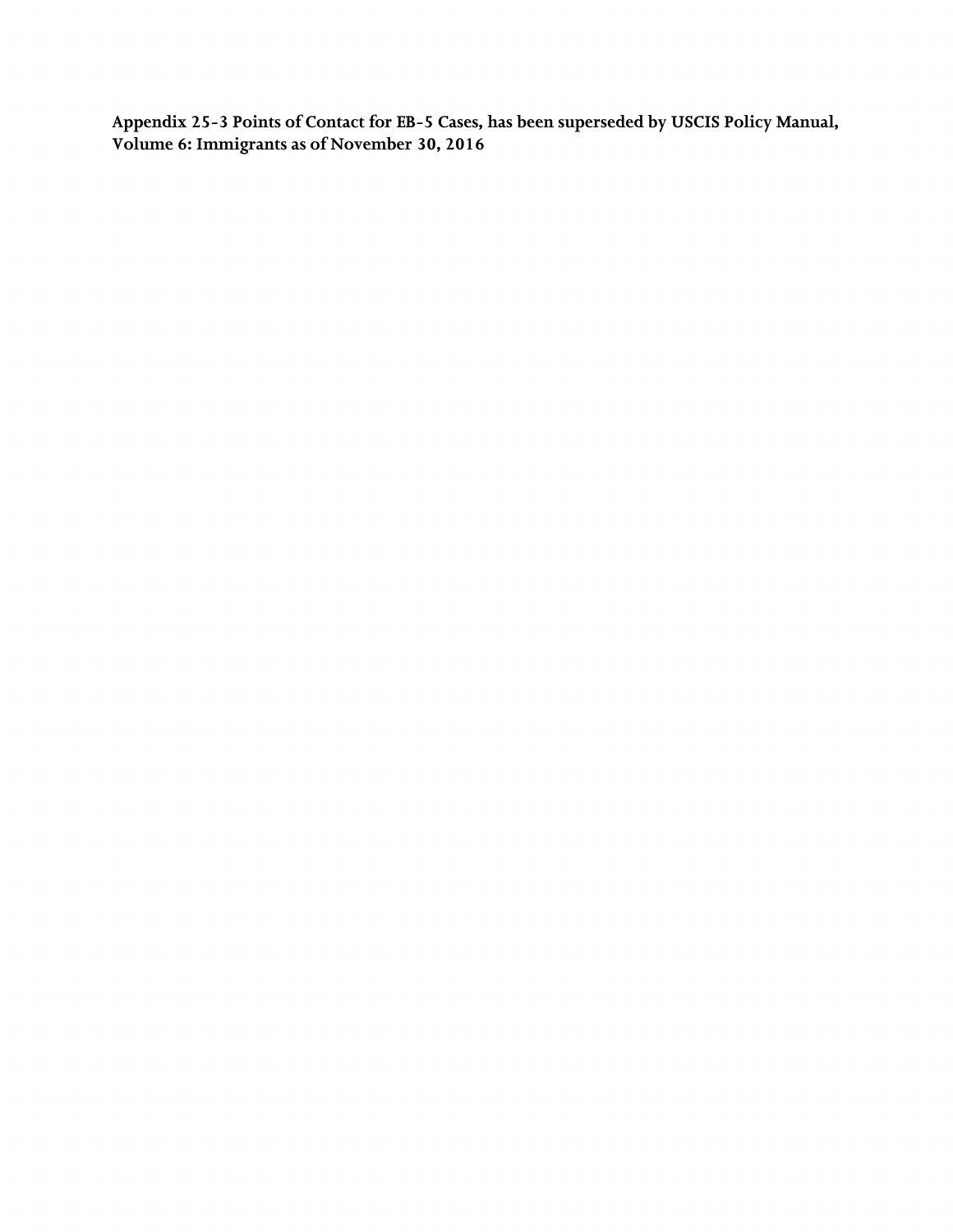**Appendix 25-3 Points of Contact for EB-5 Cases, has been superseded by USCIS Policy Manual, Volume 6: Immigrants as of November 30, 2016**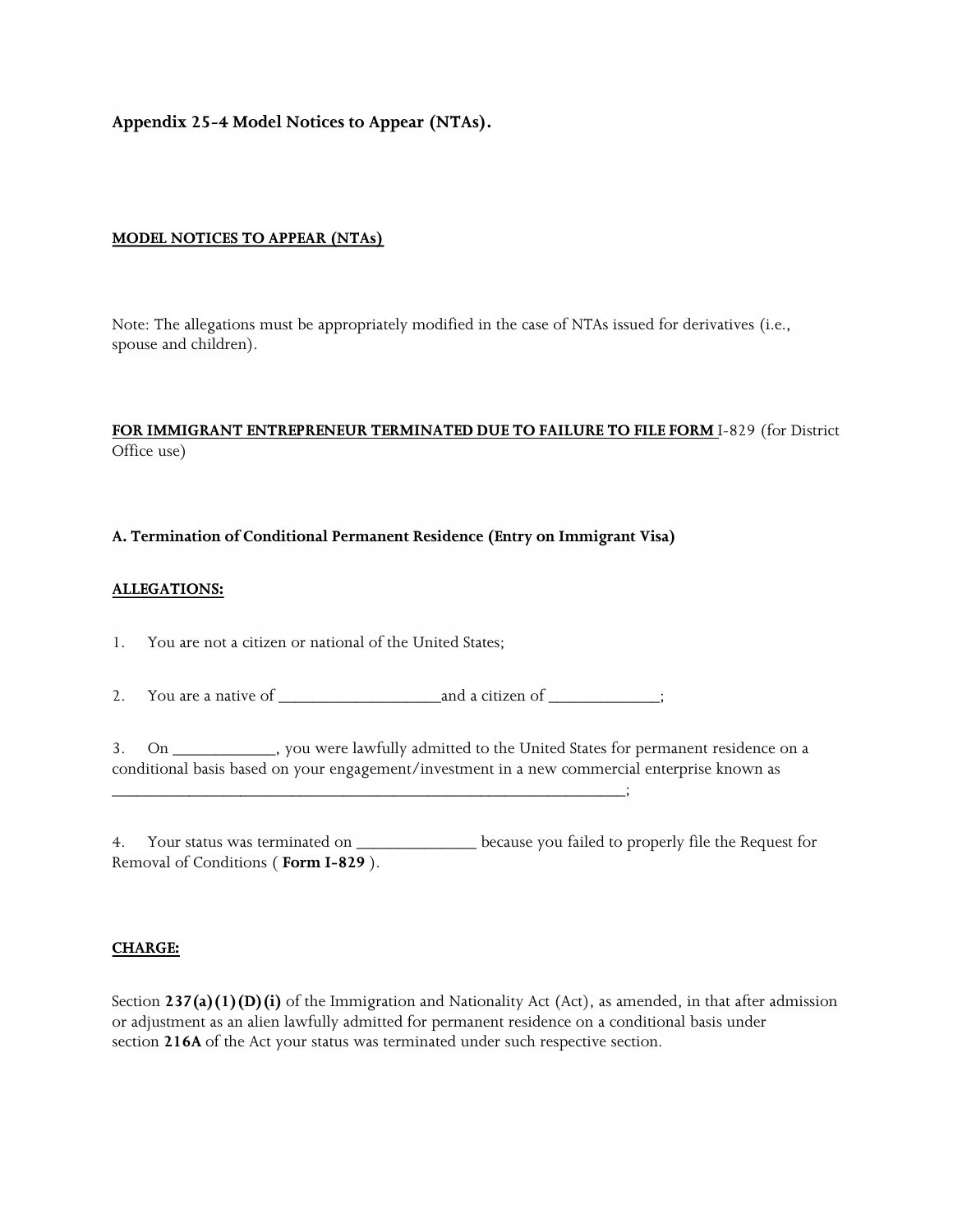### Appendix 25-4 Model Notices to Appear (NTAs).

**MODEL NOTICES TO APPEAR (NTAs)**

Note: The allegations must be appropriately modified in the case of NTAs issued for derivatives (i.e., spouse and children).

**FOR IMMIGRANT ENTREPRENEUR TERMINATED DUE TO FILE FORM** I-829 (for District Office use)

**A. Termination of Conditional Permanent Residence (Entry on Immigrant Visa)**

**ALLEGATIONS:**

1. You are not a citizen or national of the United States;

2. You are a native of ____________________and a citizen of ______________;

3. On _____________, you were lawfully admitted to the United States for permanent residence on a conditional basis based on your engagement/investment in a new commercial enterprise known as _________________________________________________________________;

4. Your status was terminated on _______________ because you failed to properly file the Request for Removal of Conditions ( **Form I-829** ).

**CHARGE:**

Section **237(a)(1)(D)(i)** of the Immigration and Nationality Act (Act), as amended, in that after admission or adjustment as an alien lawfully admitted for permanent residence on a conditional basis under section **216A** of the Act your status was terminated under such respective section.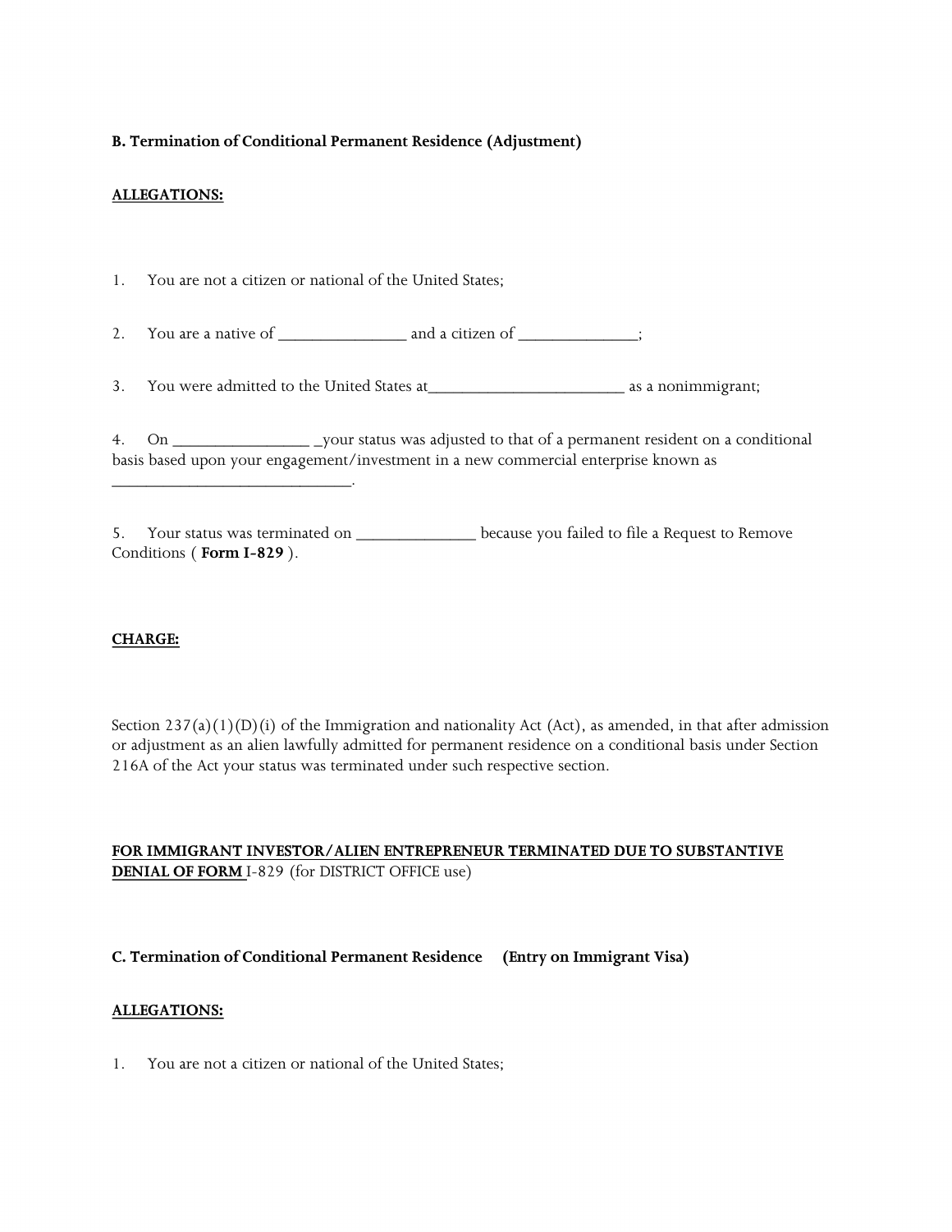**B. Termination of Conditional Permanent Residence (Adjustment)**

**ALLEGATIONS:**

1. You are not a citizen or national of the United States;

2. You are a native of _______________ and a citizen of ______________;

3. You were admitted to the United States at________________________ as a nonimmigrant;

4. On ________________ _your status was adjusted to that of a permanent resident on a conditional basis based upon your engagement/investment in a new commercial enterprise known as _____________________________.

5. Your status was terminated on ______________ because you failed to file a Request to Remove Conditions ( **Form I-829** ).

**CHARGE:**

Section 237(a)(1)(D)(i) of the Immigration and nationality Act (Act), as amended, in that after admission or adjustment as an alien lawfully admitted for permanent residence on a conditional basis under Section 216A of the Act your status was terminated under such respective section.

**FOR IMMIGRANT INVESTOR/ALIEN ENTREPRENEUR TERMINATED DUE TO SUBSTANTIVE DENIAL OF FORM** I-829 (for DISTRICT OFFICE use)

**C. Termination of Conditional Permanent Residence (Entry on Immigrant Visa)**

**ALLEGATIONS:**

1. You are not a citizen or national of the United States;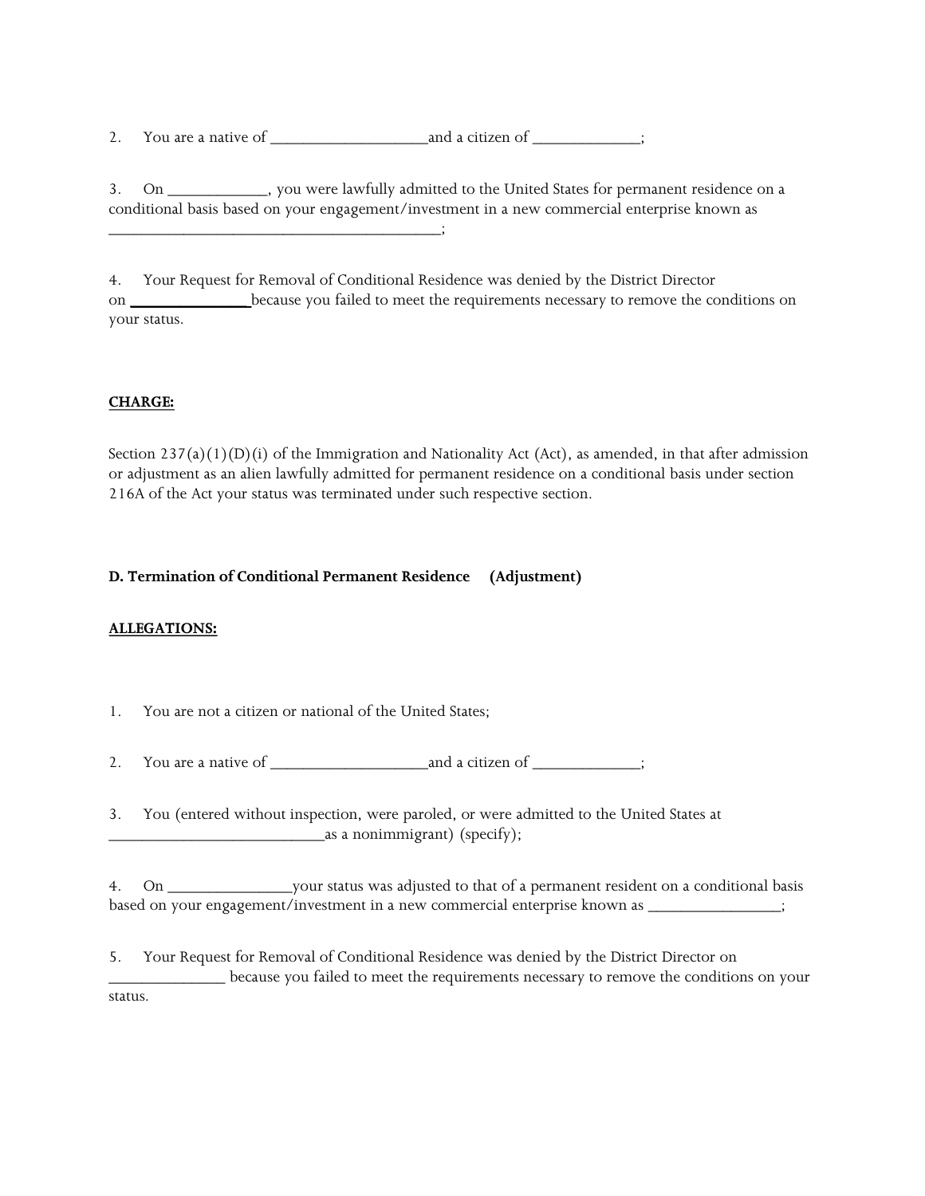2. You are a native of ___________________and a citizen of _____________;

3. On ____________, you were lawfully admitted to the United States for permanent residence on a conditional basis based on your engagement/investment in a new commercial enterprise known as _________________________________________;

4. Your Request for Removal of Conditional Residence was denied by the District Director on _______________because you failed to meet the requirements necessary to remove the conditions on your status.

**CHARGE:**

Section 237(a)(1)(D)(i) of the Immigration and Nationality Act (Act), as amended, in that after admission or adjustment as an alien lawfully admitted for permanent residence on a conditional basis under section 216A of the Act your status was terminated under such respective section.

**D. Termination of Conditional Permanent Residence (Adjustment)**

**ALLEGATIONS:**

1. You are not a citizen or national of the United States;

2. You are a native of ___________________and a citizen of _____________;

3. You (entered without inspection, were paroled, or were admitted to the United States at ___________________________as a nonimmigrant) (specify);

4. On _______________your status was adjusted to that of a permanent resident on a conditional basis based on your engagement/investment in a new commercial enterprise known as ________________;

5. Your Request for Removal of Conditional Residence was denied by the District Director on ______________ because you failed to meet the requirements necessary to remove the conditions on your status.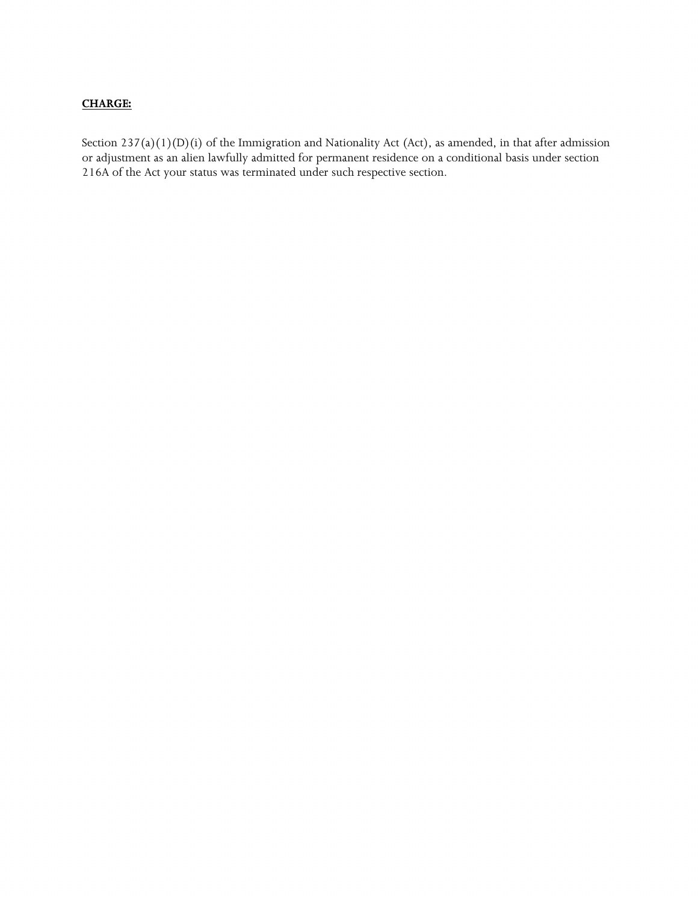**CHARGE:**

Section 237(a)(1)(D)(i) of the Immigration and Nationality Act (Act), as amended, in that after admission or adjustment as an alien lawfully admitted for permanent residence on a conditional basis under section 216A of the Act your status was terminated under such respective section.